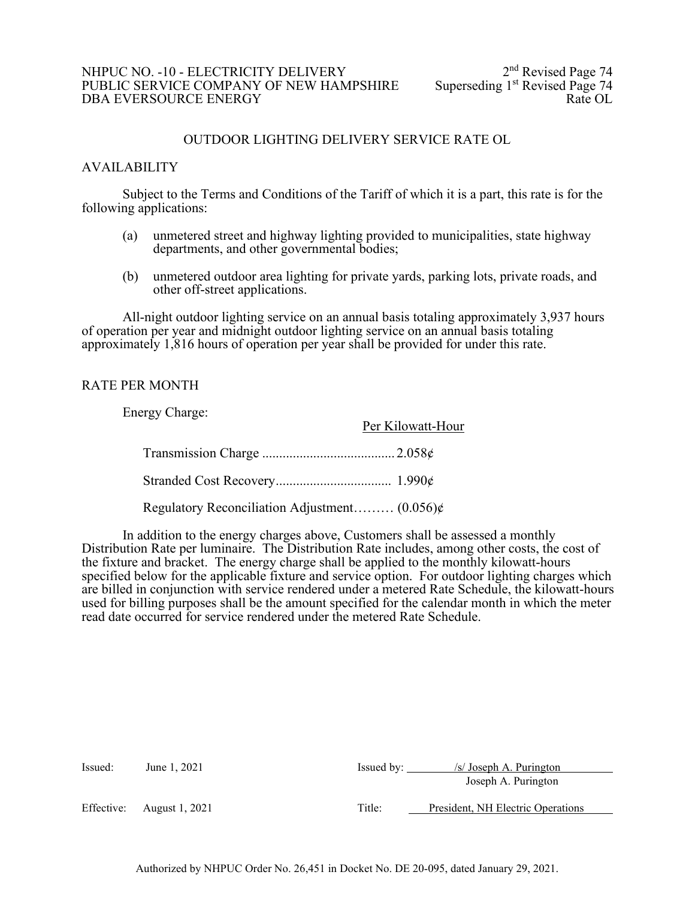# OUTDOOR LIGHTING DELIVERY SERVICE RATE OL

## AVAILABILITY

Subject to the Terms and Conditions of the Tariff of which it is a part, this rate is for the following applications:

(a) unmetered street and highway lighting provided to municipalities, state highway departments, and other governmental bodies;

(b) unmetered outdoor area lighting for private yards, parking lots, private roads, and other off-street applications.

All-night outdoor lighting service on an annual basis totaling approximately 3,937 hours of operation per year and midnight outdoor lighting service on an annual basis totaling approximately 1,816 hours of operation per year shall be provided for under this rate.

## RATE PER MONTH

Energy Charge:

| | Per Kilowatt-Hour |
|---|---|
| Transmission Charge | 2.058¢ |
| Stranded Cost Recovery | 1.990¢ |
| Regulatory Reconciliation Adjustment | (0.056)¢ |

In addition to the energy charges above, Customers shall be assessed a monthly Distribution Rate per luminaire. The Distribution Rate includes, among other costs, the cost of the fixture and bracket. The energy charge shall be applied to the monthly kilowatt-hours specified below for the applicable fixture and service option. For outdoor lighting charges which are billed in conjunction with service rendered under a metered Rate Schedule, the kilowatt-hours used for billing purposes shall be the amount specified for the calendar month in which the meter read date occurred for service rendered under the metered Rate Schedule.

Issued: June 1, 2021

Issued by: /s/ Joseph A. Purington
Joseph A. Purington

Effective: August 1, 2021

Title: President, NH Electric Operations

Authorized by NHPUC Order No. 26,451 in Docket No. DE 20-095, dated January 29, 2021.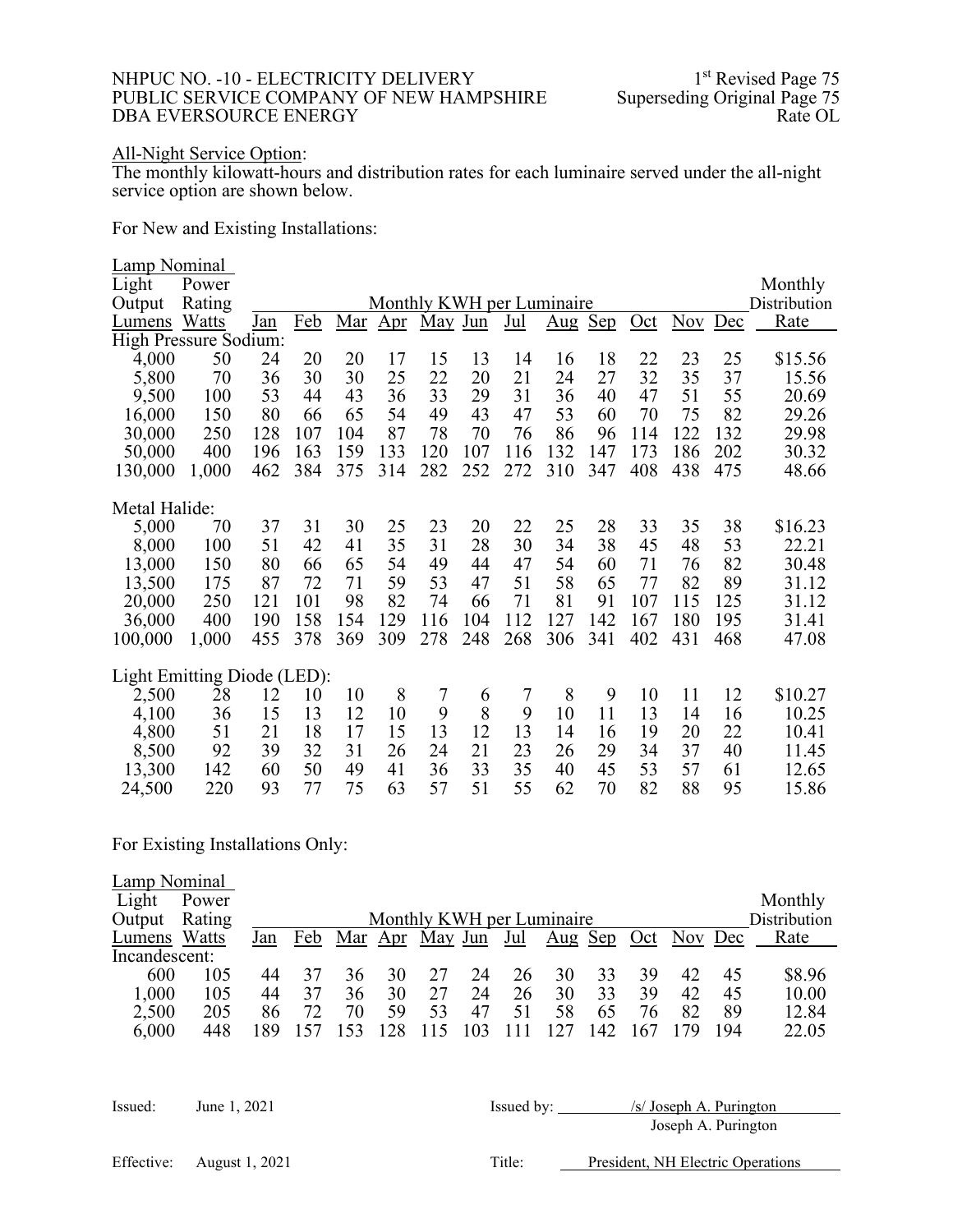All-Night Service Option:
The monthly kilowatt-hours and distribution rates for each luminaire served under the all-night service option are shown below.

For New and Existing Installations:

| Lamp Nominal Light Output Lumens | Power Rating Watts | Monthly KWH per Luminaire Jan | Feb | Mar | Apr | May | Jun | Jul | Aug | Sep | Oct | Nov | Dec | Monthly Distribution Rate |
|---|---|---|---|---|---|---|---|---|---|---|---|---|---|---|
| High Pressure Sodium: | | | | | | | | | | | | | | |
| 4,000 | 50 | 24 | 20 | 20 | 17 | 15 | 13 | 14 | 16 | 18 | 22 | 23 | 25 | $15.56 |
| 5,800 | 70 | 36 | 30 | 30 | 25 | 22 | 20 | 21 | 24 | 27 | 32 | 35 | 37 | 15.56 |
| 9,500 | 100 | 53 | 44 | 43 | 36 | 33 | 29 | 31 | 36 | 40 | 47 | 51 | 55 | 20.69 |
| 16,000 | 150 | 80 | 66 | 65 | 54 | 49 | 43 | 47 | 53 | 60 | 70 | 75 | 82 | 29.26 |
| 30,000 | 250 | 128 | 107 | 104 | 87 | 78 | 70 | 76 | 86 | 96 | 114 | 122 | 132 | 29.98 |
| 50,000 | 400 | 196 | 163 | 159 | 133 | 120 | 107 | 116 | 132 | 147 | 173 | 186 | 202 | 30.32 |
| 130,000 | 1,000 | 462 | 384 | 375 | 314 | 282 | 252 | 272 | 310 | 347 | 408 | 438 | 475 | 48.66 |
| Metal Halide: | | | | | | | | | | | | | | |
| 5,000 | 70 | 37 | 31 | 30 | 25 | 23 | 20 | 22 | 25 | 28 | 33 | 35 | 38 | $16.23 |
| 8,000 | 100 | 51 | 42 | 41 | 35 | 31 | 28 | 30 | 34 | 38 | 45 | 48 | 53 | 22.21 |
| 13,000 | 150 | 80 | 66 | 65 | 54 | 49 | 44 | 47 | 54 | 60 | 71 | 76 | 82 | 30.48 |
| 13,500 | 175 | 87 | 72 | 71 | 59 | 53 | 47 | 51 | 58 | 65 | 77 | 82 | 89 | 31.12 |
| 20,000 | 250 | 121 | 101 | 98 | 82 | 74 | 66 | 71 | 81 | 91 | 107 | 115 | 125 | 31.12 |
| 36,000 | 400 | 190 | 158 | 154 | 129 | 116 | 104 | 112 | 127 | 142 | 167 | 180 | 195 | 31.41 |
| 100,000 | 1,000 | 455 | 378 | 369 | 309 | 278 | 248 | 268 | 306 | 341 | 402 | 431 | 468 | 47.08 |
| Light Emitting Diode (LED): | | | | | | | | | | | | | | |
| 2,500 | 28 | 12 | 10 | 10 | 8 | 7 | 6 | 7 | 8 | 9 | 10 | 11 | 12 | $10.27 |
| 4,100 | 36 | 15 | 13 | 12 | 10 | 9 | 8 | 9 | 10 | 11 | 13 | 14 | 16 | 10.25 |
| 4,800 | 51 | 21 | 18 | 17 | 15 | 13 | 12 | 13 | 14 | 16 | 19 | 20 | 22 | 10.41 |
| 8,500 | 92 | 39 | 32 | 31 | 26 | 24 | 21 | 23 | 26 | 29 | 34 | 37 | 40 | 11.45 |
| 13,300 | 142 | 60 | 50 | 49 | 41 | 36 | 33 | 35 | 40 | 45 | 53 | 57 | 61 | 12.65 |
| 24,500 | 220 | 93 | 77 | 75 | 63 | 57 | 51 | 55 | 62 | 70 | 82 | 88 | 95 | 15.86 |

For Existing Installations Only:

| Lamp Nominal Light Output Lumens | Power Rating Watts | Monthly KWH per Luminaire Jan | Feb | Mar | Apr | May | Jun | Jul | Aug | Sep | Oct | Nov | Dec | Monthly Distribution Rate |
|---|---|---|---|---|---|---|---|---|---|---|---|---|---|---|
| Incandescent: | | | | | | | | | | | | | | |
| 600 | 105 | 44 | 37 | 36 | 30 | 27 | 24 | 26 | 30 | 33 | 39 | 42 | 45 | $8.96 |
| 1,000 | 105 | 44 | 37 | 36 | 30 | 27 | 24 | 26 | 30 | 33 | 39 | 42 | 45 | 10.00 |
| 2,500 | 205 | 86 | 72 | 70 | 59 | 53 | 47 | 51 | 58 | 65 | 76 | 82 | 89 | 12.84 |
| 6,000 | 448 | 189 | 157 | 153 | 128 | 115 | 103 | 111 | 127 | 142 | 167 | 179 | 194 | 22.05 |

Issued: June 1, 2021

Issued by: /s/ Joseph A. Purington
Joseph A. Purington

Effective: August 1, 2021

Title: President, NH Electric Operations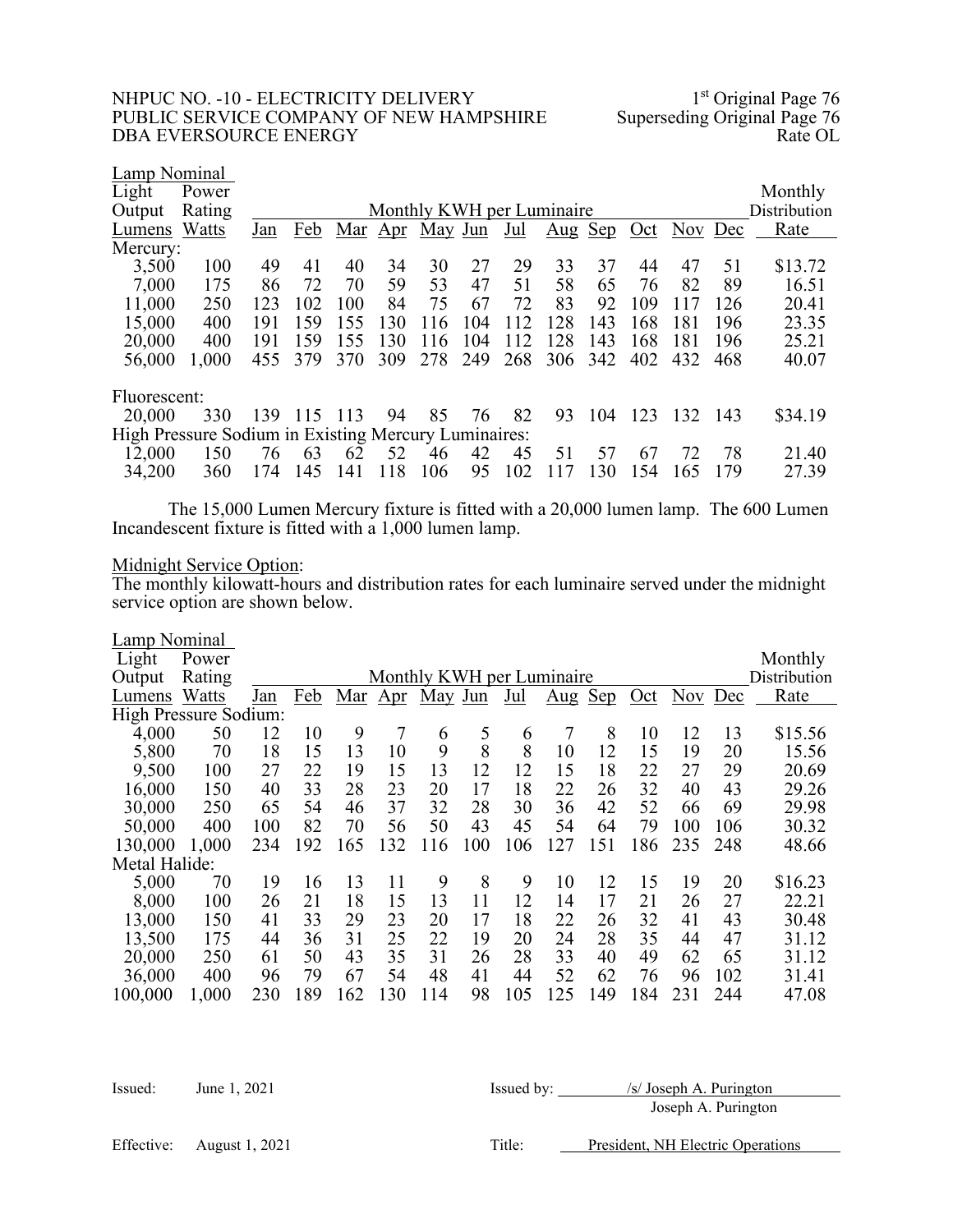| Lamp Nominal Light Output Lumens | Power Rating Watts | Monthly KWH per Luminaire Jan | Feb | Mar | Apr | May | Jun | Jul | Aug | Sep | Oct | Nov | Dec | Monthly Distribution Rate |
|---|---|---|---|---|---|---|---|---|---|---|---|---|---|---|
| Mercury: | | | | | | | | | | | | | | |
| 3,500 | 100 | 49 | 41 | 40 | 34 | 30 | 27 | 29 | 33 | 37 | 44 | 47 | 51 | $13.72 |
| 7,000 | 175 | 86 | 72 | 70 | 59 | 53 | 47 | 51 | 58 | 65 | 76 | 82 | 89 | 16.51 |
| 11,000 | 250 | 123 | 102 | 100 | 84 | 75 | 67 | 72 | 83 | 92 | 109 | 117 | 126 | 20.41 |
| 15,000 | 400 | 191 | 159 | 155 | 130 | 116 | 104 | 112 | 128 | 143 | 168 | 181 | 196 | 23.35 |
| 20,000 | 400 | 191 | 159 | 155 | 130 | 116 | 104 | 112 | 128 | 143 | 168 | 181 | 196 | 25.21 |
| 56,000 | 1,000 | 455 | 379 | 370 | 309 | 278 | 249 | 268 | 306 | 342 | 402 | 432 | 468 | 40.07 |
| Fluorescent: | | | | | | | | | | | | | | |
| 20,000 | 330 | 139 | 115 | 113 | 94 | 85 | 76 | 82 | 93 | 104 | 123 | 132 | 143 | $34.19 |
| High Pressure Sodium in Existing Mercury Luminaires: | | | | | | | | | | | | | | |
| 12,000 | 150 | 76 | 63 | 62 | 52 | 46 | 42 | 45 | 51 | 57 | 67 | 72 | 78 | 21.40 |
| 34,200 | 360 | 174 | 145 | 141 | 118 | 106 | 95 | 102 | 117 | 130 | 154 | 165 | 179 | 27.39 |

The 15,000 Lumen Mercury fixture is fitted with a 20,000 lumen lamp. The 600 Lumen Incandescent fixture is fitted with a 1,000 lumen lamp.

Midnight Service Option:

The monthly kilowatt-hours and distribution rates for each luminaire served under the midnight service option are shown below.

| Lamp Nominal Light Output Lumens | Power Rating Watts | Monthly KWH per Luminaire Jan | Feb | Mar | Apr | May | Jun | Jul | Aug | Sep | Oct | Nov | Dec | Monthly Distribution Rate |
|---|---|---|---|---|---|---|---|---|---|---|---|---|---|---|
| High Pressure Sodium: | | | | | | | | | | | | | | |
| 4,000 | 50 | 12 | 10 | 9 | 7 | 6 | 5 | 6 | 7 | 8 | 10 | 12 | 13 | $15.56 |
| 5,800 | 70 | 18 | 15 | 13 | 10 | 9 | 8 | 8 | 10 | 12 | 15 | 19 | 20 | 15.56 |
| 9,500 | 100 | 27 | 22 | 19 | 15 | 13 | 12 | 12 | 15 | 18 | 22 | 27 | 29 | 20.69 |
| 16,000 | 150 | 40 | 33 | 28 | 23 | 20 | 17 | 18 | 22 | 26 | 32 | 40 | 43 | 29.26 |
| 30,000 | 250 | 65 | 54 | 46 | 37 | 32 | 28 | 30 | 36 | 42 | 52 | 66 | 69 | 29.98 |
| 50,000 | 400 | 100 | 82 | 70 | 56 | 50 | 43 | 45 | 54 | 64 | 79 | 100 | 106 | 30.32 |
| 130,000 | 1,000 | 234 | 192 | 165 | 132 | 116 | 100 | 106 | 127 | 151 | 186 | 235 | 248 | 48.66 |
| Metal Halide: | | | | | | | | | | | | | | |
| 5,000 | 70 | 19 | 16 | 13 | 11 | 9 | 8 | 9 | 10 | 12 | 15 | 19 | 20 | $16.23 |
| 8,000 | 100 | 26 | 21 | 18 | 15 | 13 | 11 | 12 | 14 | 17 | 21 | 26 | 27 | 22.21 |
| 13,000 | 150 | 41 | 33 | 29 | 23 | 20 | 17 | 18 | 22 | 26 | 32 | 41 | 43 | 30.48 |
| 13,500 | 175 | 44 | 36 | 31 | 25 | 22 | 19 | 20 | 24 | 28 | 35 | 44 | 47 | 31.12 |
| 20,000 | 250 | 61 | 50 | 43 | 35 | 31 | 26 | 28 | 33 | 40 | 49 | 62 | 65 | 31.12 |
| 36,000 | 400 | 96 | 79 | 67 | 54 | 48 | 41 | 44 | 52 | 62 | 76 | 96 | 102 | 31.41 |
| 100,000 | 1,000 | 230 | 189 | 162 | 130 | 114 | 98 | 105 | 125 | 149 | 184 | 231 | 244 | 47.08 |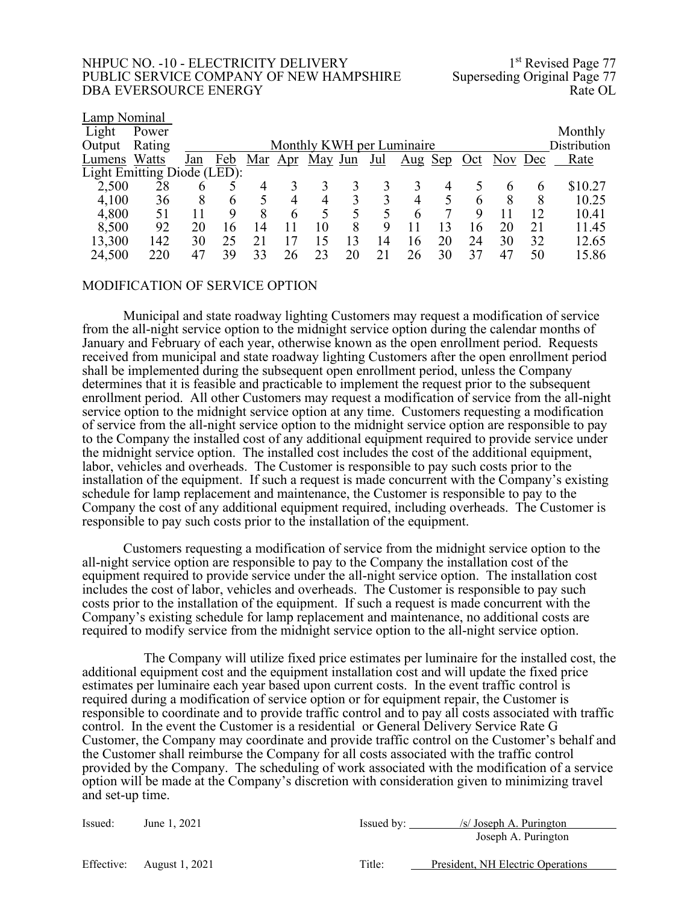| Lamp Nominal Light Output Lumens | Power Rating Watts | Monthly KWH per Luminaire | | | | | | | | | | | | Monthly Distribution Rate |
|---|---|---|---|---|---|---|---|---|---|---|---|---|---|---|
| | | Jan | Feb | Mar | Apr | May | Jun | Jul | Aug | Sep | Oct | Nov | Dec | |
| Light Emitting Diode (LED): | | | | | | | | | | | | | | |
| 2,500 | 28 | 6 | 5 | 4 | 3 | 3 | 3 | 3 | 3 | 4 | 5 | 6 | 6 | $10.27 |
| 4,100 | 36 | 8 | 6 | 5 | 4 | 4 | 3 | 3 | 4 | 5 | 6 | 8 | 8 | 10.25 |
| 4,800 | 51 | 11 | 9 | 8 | 6 | 5 | 5 | 5 | 6 | 7 | 9 | 11 | 12 | 10.41 |
| 8,500 | 92 | 20 | 16 | 14 | 11 | 10 | 8 | 9 | 11 | 13 | 16 | 20 | 21 | 11.45 |
| 13,300 | 142 | 30 | 25 | 21 | 17 | 15 | 13 | 14 | 16 | 20 | 24 | 30 | 32 | 12.65 |
| 24,500 | 220 | 47 | 39 | 33 | 26 | 23 | 20 | 21 | 26 | 30 | 37 | 47 | 50 | 15.86 |

MODIFICATION OF SERVICE OPTION

Municipal and state roadway lighting Customers may request a modification of service from the all-night service option to the midnight service option during the calendar months of January and February of each year, otherwise known as the open enrollment period. Requests received from municipal and state roadway lighting Customers after the open enrollment period shall be implemented during the subsequent open enrollment period, unless the Company determines that it is feasible and practicable to implement the request prior to the subsequent enrollment period. All other Customers may request a modification of service from the all-night service option to the midnight service option at any time. Customers requesting a modification of service from the all-night service option to the midnight service option are responsible to pay to the Company the installed cost of any additional equipment required to provide service under the midnight service option. The installed cost includes the cost of the additional equipment, labor, vehicles and overheads. The Customer is responsible to pay such costs prior to the installation of the equipment. If such a request is made concurrent with the Company's existing schedule for lamp replacement and maintenance, the Customer is responsible to pay to the Company the cost of any additional equipment required, including overheads. The Customer is responsible to pay such costs prior to the installation of the equipment.

Customers requesting a modification of service from the midnight service option to the all-night service option are responsible to pay to the Company the installation cost of the equipment required to provide service under the all-night service option. The installation cost includes the cost of labor, vehicles and overheads. The Customer is responsible to pay such costs prior to the installation of the equipment. If such a request is made concurrent with the Company's existing schedule for lamp replacement and maintenance, no additional costs are required to modify service from the midnight service option to the all-night service option.

The Company will utilize fixed price estimates per luminaire for the installed cost, the additional equipment cost and the equipment installation cost and will update the fixed price estimates per luminaire each year based upon current costs. In the event traffic control is required during a modification of service option or for equipment repair, the Customer is responsible to coordinate and to provide traffic control and to pay all costs associated with traffic control. In the event the Customer is a residential or General Delivery Service Rate G Customer, the Company may coordinate and provide traffic control on the Customer's behalf and the Customer shall reimburse the Company for all costs associated with the traffic control provided by the Company. The scheduling of work associated with the modification of a service option will be made at the Company's discretion with consideration given to minimizing travel and set-up time.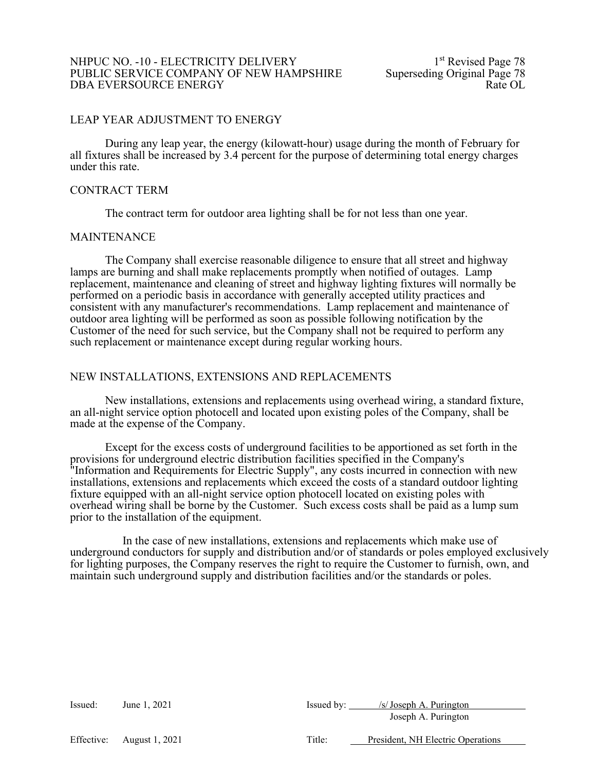## LEAP YEAR ADJUSTMENT TO ENERGY

During any leap year, the energy (kilowatt-hour) usage during the month of February for all fixtures shall be increased by 3.4 percent for the purpose of determining total energy charges under this rate.

## CONTRACT TERM

The contract term for outdoor area lighting shall be for not less than one year.

## MAINTENANCE

The Company shall exercise reasonable diligence to ensure that all street and highway lamps are burning and shall make replacements promptly when notified of outages. Lamp replacement, maintenance and cleaning of street and highway lighting fixtures will normally be performed on a periodic basis in accordance with generally accepted utility practices and consistent with any manufacturer's recommendations. Lamp replacement and maintenance of outdoor area lighting will be performed as soon as possible following notification by the Customer of the need for such service, but the Company shall not be required to perform any such replacement or maintenance except during regular working hours.

## NEW INSTALLATIONS, EXTENSIONS AND REPLACEMENTS

New installations, extensions and replacements using overhead wiring, a standard fixture, an all-night service option photocell and located upon existing poles of the Company, shall be made at the expense of the Company.

Except for the excess costs of underground facilities to be apportioned as set forth in the provisions for underground electric distribution facilities specified in the Company's "Information and Requirements for Electric Supply", any costs incurred in connection with new installations, extensions and replacements which exceed the costs of a standard outdoor lighting fixture equipped with an all-night service option photocell located on existing poles with overhead wiring shall be borne by the Customer. Such excess costs shall be paid as a lump sum prior to the installation of the equipment.

In the case of new installations, extensions and replacements which make use of underground conductors for supply and distribution and/or of standards or poles employed exclusively for lighting purposes, the Company reserves the right to require the Customer to furnish, own, and maintain such underground supply and distribution facilities and/or the standards or poles.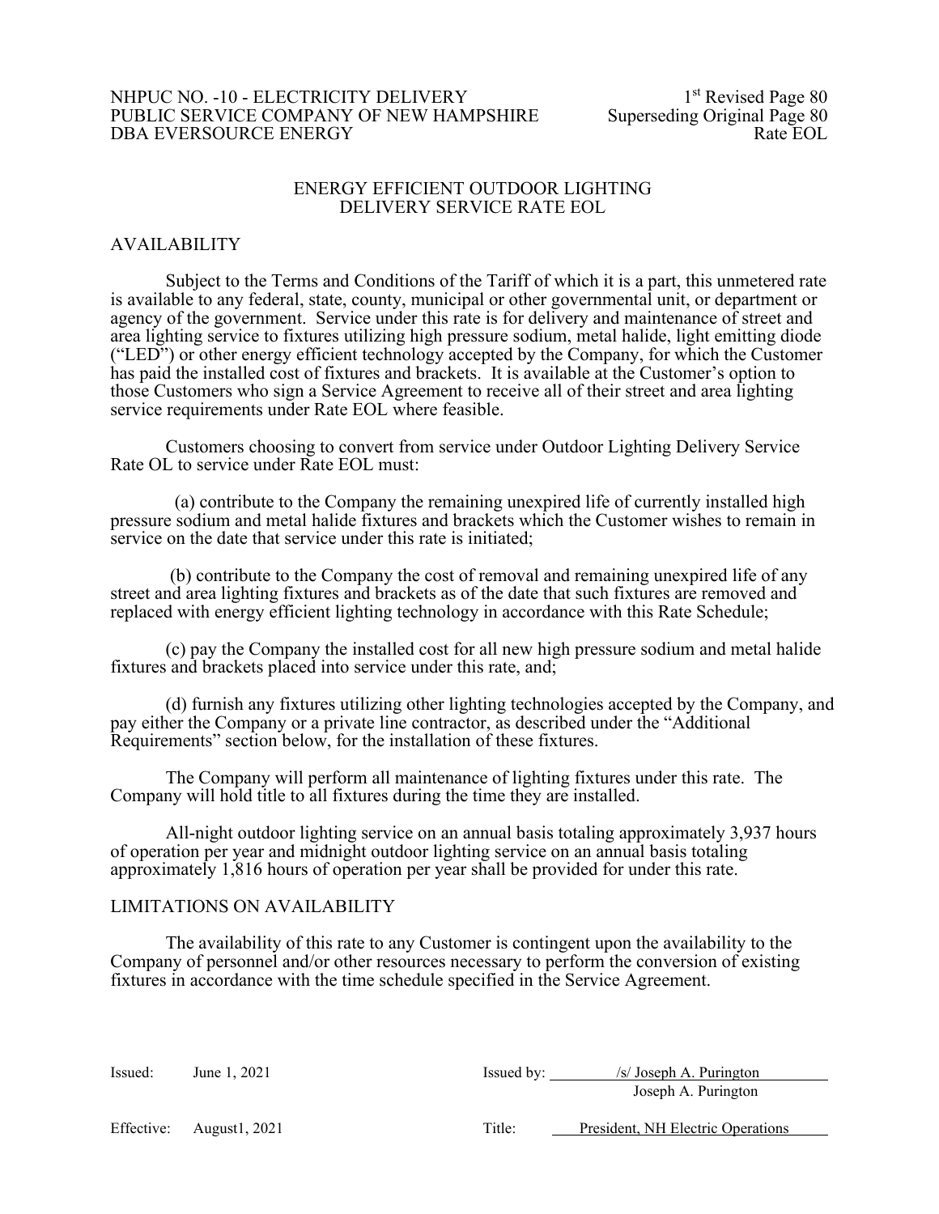# ENERGY EFFICIENT OUTDOOR LIGHTING DELIVERY SERVICE RATE EOL

## AVAILABILITY

Subject to the Terms and Conditions of the Tariff of which it is a part, this unmetered rate is available to any federal, state, county, municipal or other governmental unit, or department or agency of the government. Service under this rate is for delivery and maintenance of street and area lighting service to fixtures utilizing high pressure sodium, metal halide, light emitting diode ("LED") or other energy efficient technology accepted by the Company, for which the Customer has paid the installed cost of fixtures and brackets. It is available at the Customer's option to those Customers who sign a Service Agreement to receive all of their street and area lighting service requirements under Rate EOL where feasible.

Customers choosing to convert from service under Outdoor Lighting Delivery Service Rate OL to service under Rate EOL must:

(a) contribute to the Company the remaining unexpired life of currently installed high pressure sodium and metal halide fixtures and brackets which the Customer wishes to remain in service on the date that service under this rate is initiated;

(b) contribute to the Company the cost of removal and remaining unexpired life of any street and area lighting fixtures and brackets as of the date that such fixtures are removed and replaced with energy efficient lighting technology in accordance with this Rate Schedule;

(c) pay the Company the installed cost for all new high pressure sodium and metal halide fixtures and brackets placed into service under this rate, and;

(d) furnish any fixtures utilizing other lighting technologies accepted by the Company, and pay either the Company or a private line contractor, as described under the "Additional Requirements" section below, for the installation of these fixtures.

The Company will perform all maintenance of lighting fixtures under this rate. The Company will hold title to all fixtures during the time they are installed.

All-night outdoor lighting service on an annual basis totaling approximately 3,937 hours of operation per year and midnight outdoor lighting service on an annual basis totaling approximately 1,816 hours of operation per year shall be provided for under this rate.

## LIMITATIONS ON AVAILABILITY

The availability of this rate to any Customer is contingent upon the availability to the Company of personnel and/or other resources necessary to perform the conversion of existing fixtures in accordance with the time schedule specified in the Service Agreement.

Issued: June 1, 2021

Issued by: /s/ Joseph A. Purington
Joseph A. Purington

Effective: August1, 2021

Title: President, NH Electric Operations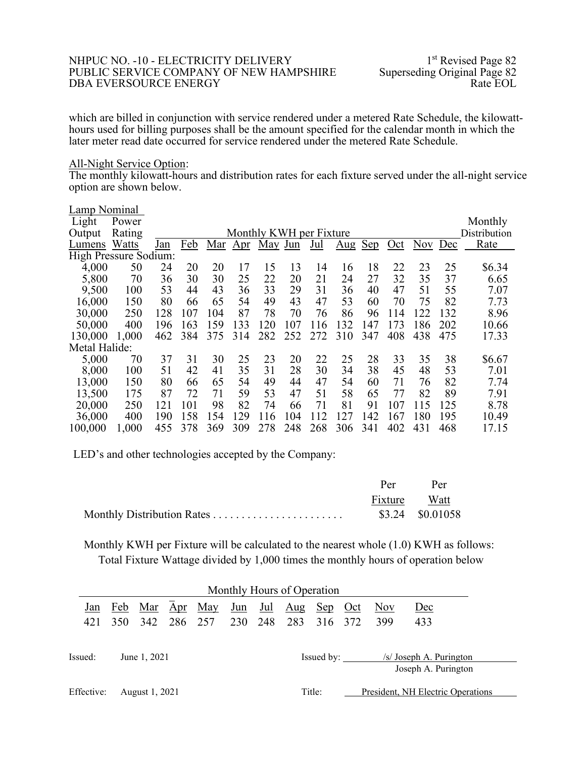which are billed in conjunction with service rendered under a metered Rate Schedule, the kilowatt-hours used for billing purposes shall be the amount specified for the calendar month in which the later meter read date occurred for service rendered under the metered Rate Schedule.

All-Night Service Option:
The monthly kilowatt-hours and distribution rates for each fixture served under the all-night service option are shown below.

| Lamp Nominal Light Output Lumens | Power Rating Watts | Monthly KWH per Fixture | | | | | | | | | | | | Monthly Distribution Rate |
|---|---|---|---|---|---|---|---|---|---|---|---|---|---|---|
| | | Jan | Feb | Mar | Apr | May | Jun | Jul | Aug | Sep | Oct | Nov | Dec | |
| High Pressure Sodium: | | | | | | | | | | | | | | |
| 4,000 | 50 | 24 | 20 | 20 | 17 | 15 | 13 | 14 | 16 | 18 | 22 | 23 | 25 | $6.34 |
| 5,800 | 70 | 36 | 30 | 30 | 25 | 22 | 20 | 21 | 24 | 27 | 32 | 35 | 37 | 6.65 |
| 9,500 | 100 | 53 | 44 | 43 | 36 | 33 | 29 | 31 | 36 | 40 | 47 | 51 | 55 | 7.07 |
| 16,000 | 150 | 80 | 66 | 65 | 54 | 49 | 43 | 47 | 53 | 60 | 70 | 75 | 82 | 7.73 |
| 30,000 | 250 | 128 | 107 | 104 | 87 | 78 | 70 | 76 | 86 | 96 | 114 | 122 | 132 | 8.96 |
| 50,000 | 400 | 196 | 163 | 159 | 133 | 120 | 107 | 116 | 132 | 147 | 173 | 186 | 202 | 10.66 |
| 130,000 | 1,000 | 462 | 384 | 375 | 314 | 282 | 252 | 272 | 310 | 347 | 408 | 438 | 475 | 17.33 |
| Metal Halide: | | | | | | | | | | | | | | |
| 5,000 | 70 | 37 | 31 | 30 | 25 | 23 | 20 | 22 | 25 | 28 | 33 | 35 | 38 | $6.67 |
| 8,000 | 100 | 51 | 42 | 41 | 35 | 31 | 28 | 30 | 34 | 38 | 45 | 48 | 53 | 7.01 |
| 13,000 | 150 | 80 | 66 | 65 | 54 | 49 | 44 | 47 | 54 | 60 | 71 | 76 | 82 | 7.74 |
| 13,500 | 175 | 87 | 72 | 71 | 59 | 53 | 47 | 51 | 58 | 65 | 77 | 82 | 89 | 7.91 |
| 20,000 | 250 | 121 | 101 | 98 | 82 | 74 | 66 | 71 | 81 | 91 | 107 | 115 | 125 | 8.78 |
| 36,000 | 400 | 190 | 158 | 154 | 129 | 116 | 104 | 112 | 127 | 142 | 167 | 180 | 195 | 10.49 |
| 100,000 | 1,000 | 455 | 378 | 369 | 309 | 278 | 248 | 268 | 306 | 341 | 402 | 431 | 468 | 17.15 |

LED's and other technologies accepted by the Company:

| | Per Fixture | Per Watt |
|---|---|---|
| Monthly Distribution Rates ...................... | $3.24 | $0.01058 |

Monthly KWH per Fixture will be calculated to the nearest whole (1.0) KWH as follows:
Total Fixture Wattage divided by 1,000 times the monthly hours of operation below

| Monthly Hours of Operation | | | | | | | | | | | |
|---|---|---|---|---|---|---|---|---|---|---|---|
| Jan | Feb | Mar | Apr | May | Jun | Jul | Aug | Sep | Oct | Nov | Dec |
| 421 | 350 | 342 | 286 | 257 | 230 | 248 | 283 | 316 | 372 | 399 | 433 |

Issued: June 1, 2021

Issued by: /s/ Joseph A. Purington
Joseph A. Purington

Effective: August 1, 2021

Title: President, NH Electric Operations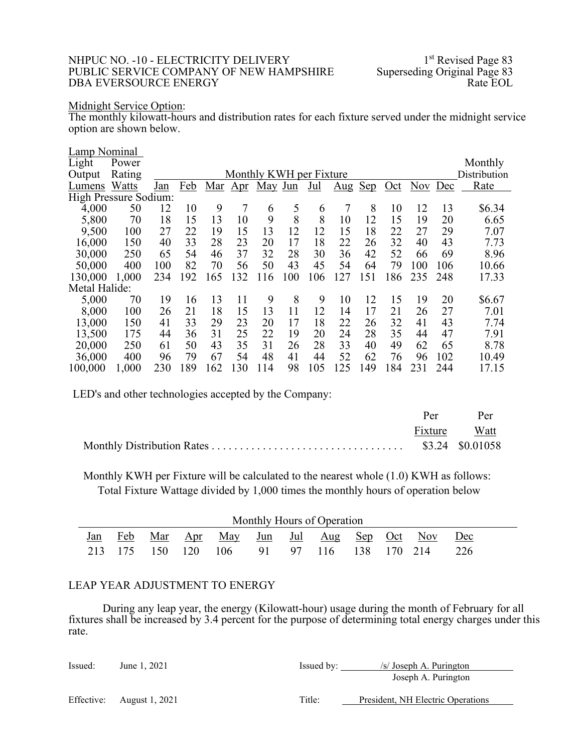NHPUC NO. -10 - ELECTRICITY DELIVERY
PUBLIC SERVICE COMPANY OF NEW HAMPSHIRE
DBA EVERSOURCE ENERGY

1st Revised Page 83
Superseding Original Page 83
Rate EOL

Midnight Service Option:

The monthly kilowatt-hours and distribution rates for each fixture served under the midnight service option are shown below.

| Lamp Nominal Light Output Lumens | Power Rating Watts | Jan | Feb | Mar | Apr | May | Jun | Jul | Aug | Sep | Oct | Nov | Dec | Monthly Distribution Rate |
|---|---|---|---|---|---|---|---|---|---|---|---|---|---|---|
| | | Monthly KWH per Fixture | | | | | | | | | | | | |
| High Pressure Sodium: | | | | | | | | | | | | | | |
| 4,000 | 50 | 12 | 10 | 9 | 7 | 6 | 5 | 6 | 7 | 8 | 10 | 12 | 13 | $6.34 |
| 5,800 | 70 | 18 | 15 | 13 | 10 | 9 | 8 | 8 | 10 | 12 | 15 | 19 | 20 | 6.65 |
| 9,500 | 100 | 27 | 22 | 19 | 15 | 13 | 12 | 12 | 15 | 18 | 22 | 27 | 29 | 7.07 |
| 16,000 | 150 | 40 | 33 | 28 | 23 | 20 | 17 | 18 | 22 | 26 | 32 | 40 | 43 | 7.73 |
| 30,000 | 250 | 65 | 54 | 46 | 37 | 32 | 28 | 30 | 36 | 42 | 52 | 66 | 69 | 8.96 |
| 50,000 | 400 | 100 | 82 | 70 | 56 | 50 | 43 | 45 | 54 | 64 | 79 | 100 | 106 | 10.66 |
| 130,000 | 1,000 | 234 | 192 | 165 | 132 | 116 | 100 | 106 | 127 | 151 | 186 | 235 | 248 | 17.33 |
| Metal Halide: | | | | | | | | | | | | | | |
| 5,000 | 70 | 19 | 16 | 13 | 11 | 9 | 8 | 9 | 10 | 12 | 15 | 19 | 20 | $6.67 |
| 8,000 | 100 | 26 | 21 | 18 | 15 | 13 | 11 | 12 | 14 | 17 | 21 | 26 | 27 | 7.01 |
| 13,000 | 150 | 41 | 33 | 29 | 23 | 20 | 17 | 18 | 22 | 26 | 32 | 41 | 43 | 7.74 |
| 13,500 | 175 | 44 | 36 | 31 | 25 | 22 | 19 | 20 | 24 | 28 | 35 | 44 | 47 | 7.91 |
| 20,000 | 250 | 61 | 50 | 43 | 35 | 31 | 26 | 28 | 33 | 40 | 49 | 62 | 65 | 8.78 |
| 36,000 | 400 | 96 | 79 | 67 | 54 | 48 | 41 | 44 | 52 | 62 | 76 | 96 | 102 | 10.49 |
| 100,000 | 1,000 | 230 | 189 | 162 | 130 | 114 | 98 | 105 | 125 | 149 | 184 | 231 | 244 | 17.15 |

LED's and other technologies accepted by the Company:

| | Per Fixture | Per Watt |
|---|---|---|
| Monthly Distribution Rates . . . . . . . . . . . . . . . . . . . . . . . . . . . . . . . . . | $3.24 | $0.01058 |

Monthly KWH per Fixture will be calculated to the nearest whole (1.0) KWH as follows:
Total Fixture Wattage divided by 1,000 times the monthly hours of operation below

| Monthly Hours of Operation | | | | | | | | | | | |
|---|---|---|---|---|---|---|---|---|---|---|---|
| Jan | Feb | Mar | Apr | May | Jun | Jul | Aug | Sep | Oct | Nov | Dec |
| 213 | 175 | 150 | 120 | 106 | 91 | 97 | 116 | 138 | 170 | 214 | 226 |

LEAP YEAR ADJUSTMENT TO ENERGY

During any leap year, the energy (Kilowatt-hour) usage during the month of February for all fixtures shall be increased by 3.4 percent for the purpose of determining total energy charges under this rate.

Issued: June 1, 2021

Issued by: /s/ Joseph A. Purington
Joseph A. Purington

Effective: August 1, 2021

Title: President, NH Electric Operations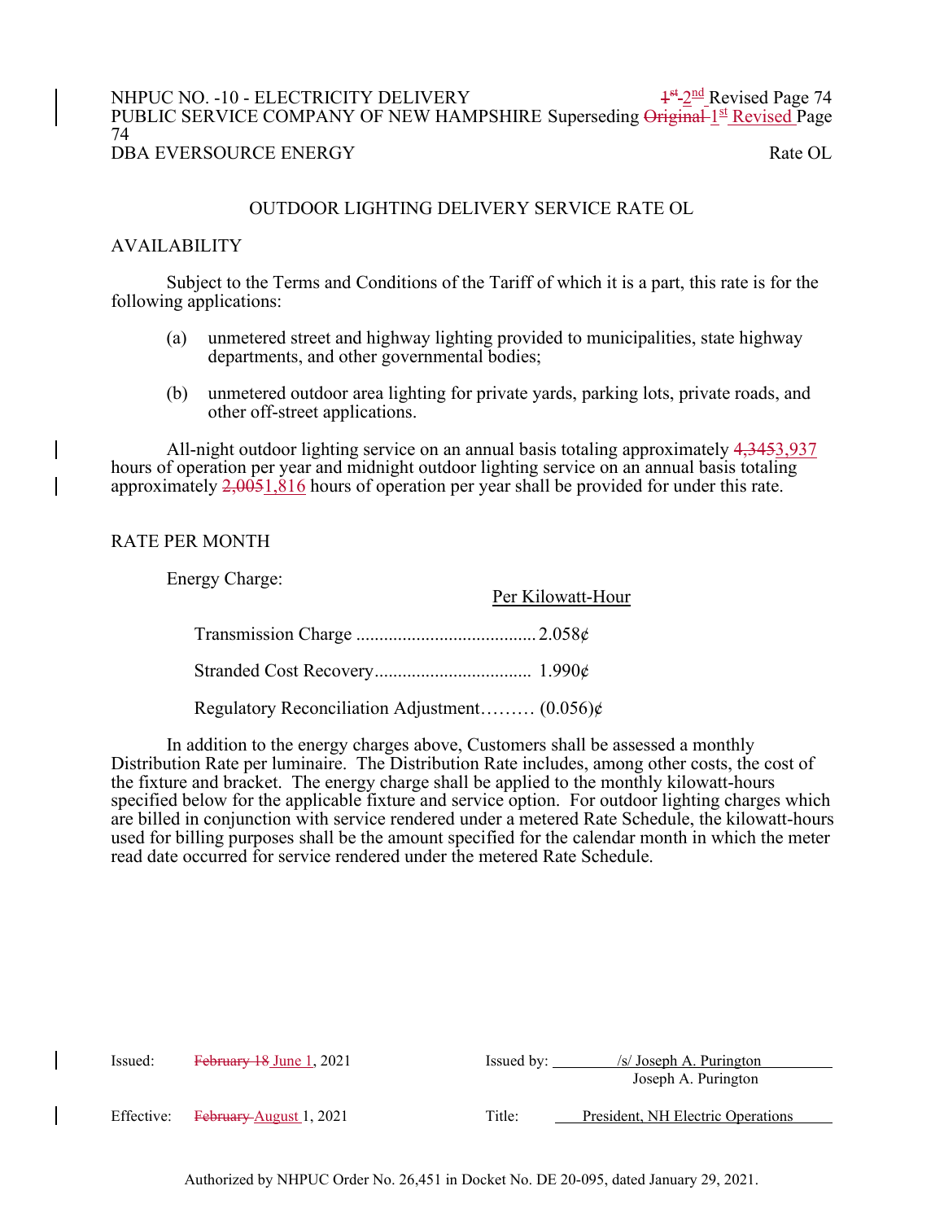NHPUC NO. -10 - ELECTRICITY DELIVERY ~~1st~~ 2nd Revised Page 74
PUBLIC SERVICE COMPANY OF NEW HAMPSHIRE Superseding ~~Original~~ 1st Revised Page 74
DBA EVERSOURCE ENERGY Rate OL

## OUTDOOR LIGHTING DELIVERY SERVICE RATE OL

### AVAILABILITY

Subject to the Terms and Conditions of the Tariff of which it is a part, this rate is for the following applications:

(a) unmetered street and highway lighting provided to municipalities, state highway departments, and other governmental bodies;

(b) unmetered outdoor area lighting for private yards, parking lots, private roads, and other off-street applications.

All-night outdoor lighting service on an annual basis totaling approximately ~~4,345~~3,937 hours of operation per year and midnight outdoor lighting service on an annual basis totaling approximately ~~2,005~~1,816 hours of operation per year shall be provided for under this rate.

### RATE PER MONTH

Energy Charge:

| | Per Kilowatt-Hour |
|---|---|
| Transmission Charge | 2.058¢ |
| Stranded Cost Recovery | 1.990¢ |
| Regulatory Reconciliation Adjustment | (0.056)¢ |

In addition to the energy charges above, Customers shall be assessed a monthly Distribution Rate per luminaire. The Distribution Rate includes, among other costs, the cost of the fixture and bracket. The energy charge shall be applied to the monthly kilowatt-hours specified below for the applicable fixture and service option. For outdoor lighting charges which are billed in conjunction with service rendered under a metered Rate Schedule, the kilowatt-hours used for billing purposes shall be the amount specified for the calendar month in which the meter read date occurred for service rendered under the metered Rate Schedule.

Issued: ~~February 18~~ June 1, 2021 Issued by: /s/ Joseph A. Purington
Joseph A. Purington

Effective: ~~February~~ August 1, 2021 Title: President, NH Electric Operations

Authorized by NHPUC Order No. 26,451 in Docket No. DE 20-095, dated January 29, 2021.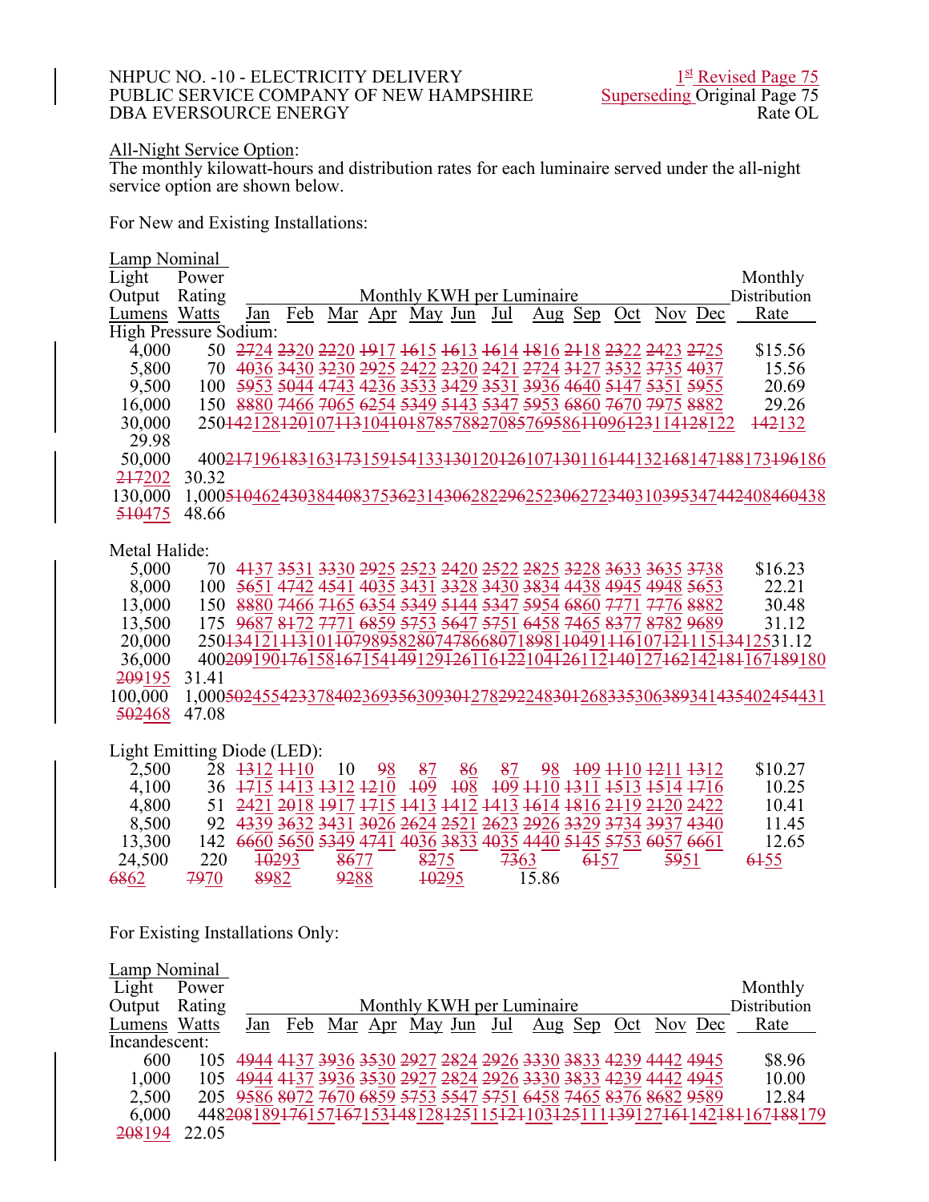**All-Night Service Option**:
The monthly kilowatt-hours and distribution rates for each luminaire served under the all-night service option are shown below.

For New and Existing Installations:

| Lamp Nominal Light Output Lumens | Power Rating Watts | Monthly KWH per Luminaire Jan | Feb | Mar | Apr | May | Jun | Jul | Aug | Sep | Oct | Nov | Dec | Monthly Distribution Rate |
|---|---|---|---|---|---|---|---|---|---|---|---|---|---|---|
| **High Pressure Sodium:** | | | | | | | | | | | | | | |
| 4,000 | 50 | ~~27~~24 | ~~23~~20 | ~~22~~20 | ~~19~~17 | ~~16~~15 | ~~16~~13 | ~~16~~14 | ~~18~~16 | ~~21~~18 | ~~23~~22 | ~~24~~23 | ~~27~~25 | $15.56 |
| 5,800 | 70 | ~~40~~36 | ~~34~~30 | ~~32~~30 | ~~29~~25 | ~~24~~22 | ~~23~~20 | ~~24~~21 | ~~27~~24 | ~~31~~27 | ~~35~~32 | ~~37~~35 | ~~40~~37 | 15.56 |
| 9,500 | 100 | ~~59~~53 | ~~50~~44 | ~~47~~43 | ~~42~~36 | ~~35~~33 | ~~34~~29 | ~~35~~31 | ~~39~~36 | ~~46~~40 | ~~51~~47 | ~~53~~51 | ~~59~~55 | 20.69 |
| 16,000 | 150 | ~~88~~80 | ~~74~~66 | ~~70~~65 | ~~62~~54 | ~~53~~49 | ~~51~~43 | ~~53~~47 | ~~59~~53 | ~~68~~60 | ~~76~~70 | ~~79~~75 | ~~88~~82 | 29.26 |
| 30,000 | 250 | ~~142~~128 | ~~120~~107 | ~~113~~104 | ~~101~~87 | ~~85~~78 | ~~82~~70 | ~~85~~76 | ~~95~~86 | ~~110~~96 | ~~123~~114 | ~~128~~122 | ~~142~~132 | 29.98 |
| 50,000 | 400 | ~~217~~196 | ~~183~~163 | ~~173~~159 | ~~154~~133 | ~~130~~120 | ~~126~~107 | ~~130~~116 | ~~144~~132 | ~~168~~147 | ~~188~~173 | ~~196~~186 | ~~217~~202 | 30.32 |
| 130,000 | 1,000 | ~~510~~462 | ~~430~~384 | ~~408~~375 | ~~362~~314 | ~~306~~282 | ~~296~~252 | ~~306~~272 | ~~340~~310 | ~~395~~347 | ~~442~~408 | ~~460~~438 | ~~510~~475 | 48.66 |
| **Metal Halide:** | | | | | | | | | | | | | | |
| 5,000 | 70 | ~~41~~37 | ~~35~~31 | ~~33~~30 | ~~29~~25 | ~~25~~23 | ~~24~~20 | ~~25~~22 | ~~28~~25 | ~~32~~28 | ~~36~~33 | ~~36~~35 | ~~37~~38 | $16.23 |
| 8,000 | 100 | ~~56~~51 | ~~47~~42 | ~~45~~41 | ~~40~~35 | ~~34~~31 | ~~33~~28 | ~~34~~30 | ~~38~~34 | ~~44~~38 | ~~49~~45 | ~~49~~48 | ~~56~~53 | 22.21 |
| 13,000 | 150 | ~~88~~80 | ~~74~~66 | ~~71~~65 | ~~63~~54 | ~~53~~49 | ~~51~~44 | ~~53~~47 | ~~59~~54 | ~~68~~60 | ~~77~~71 | ~~77~~76 | ~~88~~82 | 30.48 |
| 13,500 | 175 | ~~96~~87 | ~~81~~72 | ~~77~~71 | ~~68~~59 | ~~57~~53 | ~~56~~47 | ~~57~~51 | ~~64~~58 | ~~74~~65 | ~~83~~77 | ~~87~~82 | ~~96~~89 | 31.12 |
| 20,000 | 250 | ~~134~~121 | ~~113~~101 | ~~107~~98 | ~~95~~82 | ~~80~~74 | ~~78~~66 | ~~80~~71 | ~~89~~81 | ~~104~~91 | ~~116~~107 | ~~121~~115 | ~~134~~125 | 31.12 |
| 36,000 | 400 | ~~209~~190 | ~~176~~158 | ~~167~~154 | ~~149~~129 | ~~126~~116 | ~~122~~104 | ~~126~~112 | ~~140~~127 | ~~162~~142 | ~~181~~167 | ~~189~~180 | ~~209~~195 | 31.41 |
| 100,000 | 1,000 | ~~502~~455 | ~~423~~378 | ~~402~~369 | ~~356~~309 | ~~301~~278 | ~~292~~248 | ~~301~~268 | ~~335~~306 | ~~389~~341 | ~~435~~402 | ~~454~~431 | ~~502~~468 | 47.08 |
| **Light Emitting Diode (LED):** | | | | | | | | | | | | | | |
| 2,500 | 28 | ~~13~~12 | ~~11~~10 | 10 | ~~9~~8 | ~~8~~7 | ~~8~~6 | ~~8~~7 | ~~9~~8 | ~~10~~9 | ~~11~~10 | ~~12~~11 | ~~13~~12 | $10.27 |
| 4,100 | 36 | ~~17~~15 | ~~14~~13 | ~~13~~12 | ~~12~~10 | ~~10~~9 | ~~10~~8 | ~~10~~9 | ~~11~~10 | ~~13~~11 | ~~15~~13 | ~~15~~14 | ~~17~~16 | 10.25 |
| 4,800 | 51 | ~~24~~21 | ~~20~~18 | ~~19~~17 | ~~17~~15 | ~~14~~13 | ~~14~~12 | ~~14~~13 | ~~16~~14 | ~~18~~16 | ~~21~~19 | ~~21~~20 | ~~24~~22 | 10.41 |
| 8,500 | 92 | ~~43~~39 | ~~36~~32 | ~~34~~31 | ~~30~~26 | ~~26~~24 | ~~25~~21 | ~~26~~23 | ~~29~~26 | ~~33~~29 | ~~37~~34 | ~~39~~37 | ~~43~~40 | 11.45 |
| 13,300 | 142 | ~~66~~60 | ~~56~~50 | ~~53~~49 | ~~47~~41 | ~~40~~36 | ~~38~~33 | ~~40~~35 | ~~44~~40 | ~~51~~45 | ~~57~~53 | ~~60~~57 | ~~66~~61 | 12.65 |
| 24,500 | 220 | ~~102~~93 | ~~86~~77 | ~~82~~75 | ~~73~~63 | ~~61~~57 | ~~59~~51 | ~~61~~55 | ~~68~~62 | ~~79~~70 | ~~89~~82 | ~~92~~88 | ~~102~~95 | 15.86 |

For Existing Installations Only:

| Lamp Nominal Light Output Lumens | Power Rating Watts | Monthly KWH per Luminaire Jan | Feb | Mar | Apr | May | Jun | Jul | Aug | Sep | Oct | Nov | Dec | Monthly Distribution Rate |
|---|---|---|---|---|---|---|---|---|---|---|---|---|---|---|
| **Incandescent:** | | | | | | | | | | | | | | |
| 600 | 105 | ~~49~~44 | ~~41~~37 | ~~39~~36 | ~~35~~30 | ~~29~~27 | ~~28~~24 | ~~29~~26 | ~~33~~30 | ~~38~~33 | ~~42~~39 | ~~44~~42 | ~~49~~45 | $8.96 |
| 1,000 | 105 | ~~49~~44 | ~~41~~37 | ~~39~~36 | ~~35~~30 | ~~29~~27 | ~~28~~24 | ~~29~~26 | ~~33~~30 | ~~38~~33 | ~~42~~39 | ~~44~~42 | ~~49~~45 | 10.00 |
| 2,500 | 205 | ~~95~~86 | ~~80~~72 | ~~76~~70 | ~~68~~59 | ~~57~~53 | ~~55~~47 | ~~57~~51 | ~~64~~58 | ~~74~~65 | ~~83~~76 | ~~86~~82 | ~~95~~89 | 12.84 |
| 6,000 | 448 | ~~208~~189 | ~~176~~157 | ~~167~~153 | ~~148~~128 | ~~125~~115 | ~~121~~103 | ~~125~~111 | ~~139~~127 | ~~161~~142 | ~~181~~167 | ~~188~~179 | ~~208~~194 | 22.05 |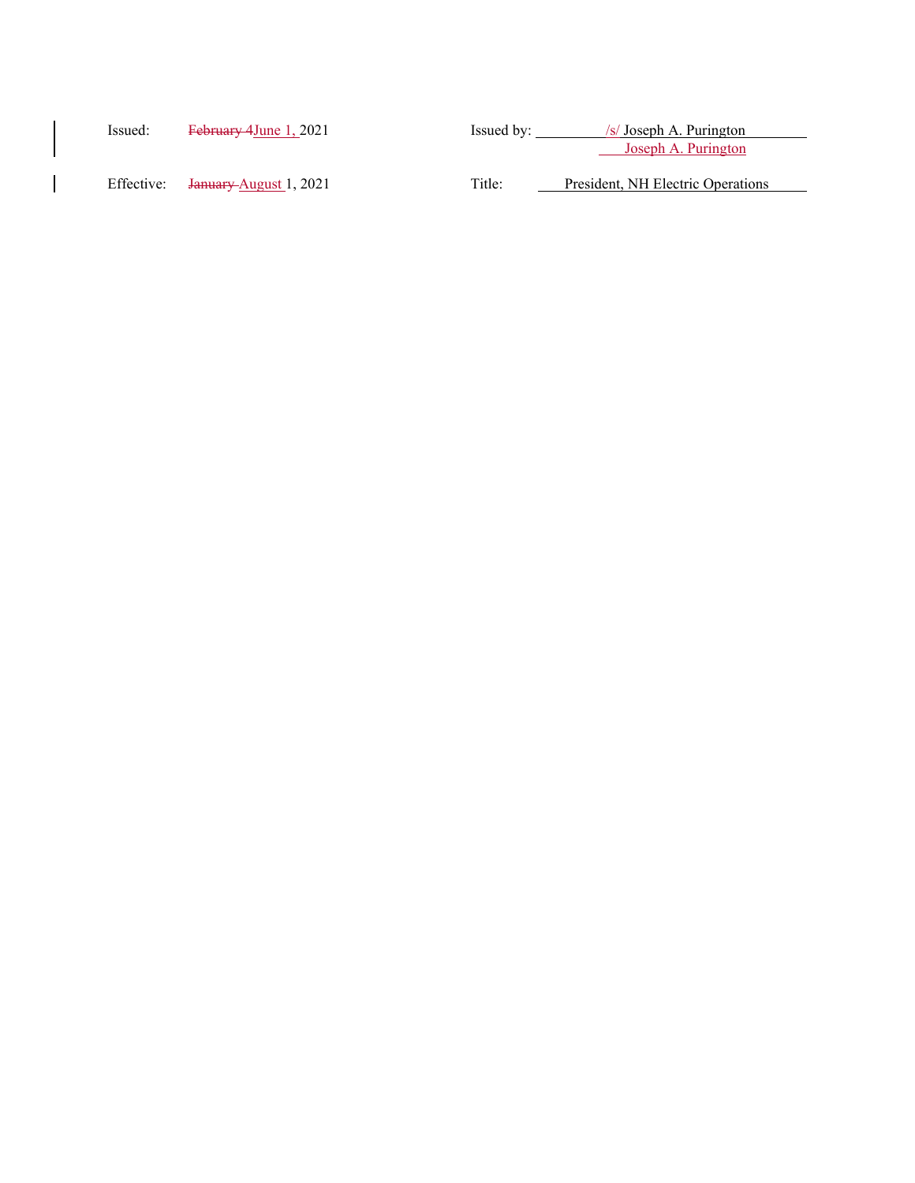Issued: ~~February 4~~June 1, 2021

Issued by: /s/ Joseph A. Purington
Joseph A. Purington

Effective: ~~January~~ August 1, 2021

Title: President, NH Electric Operations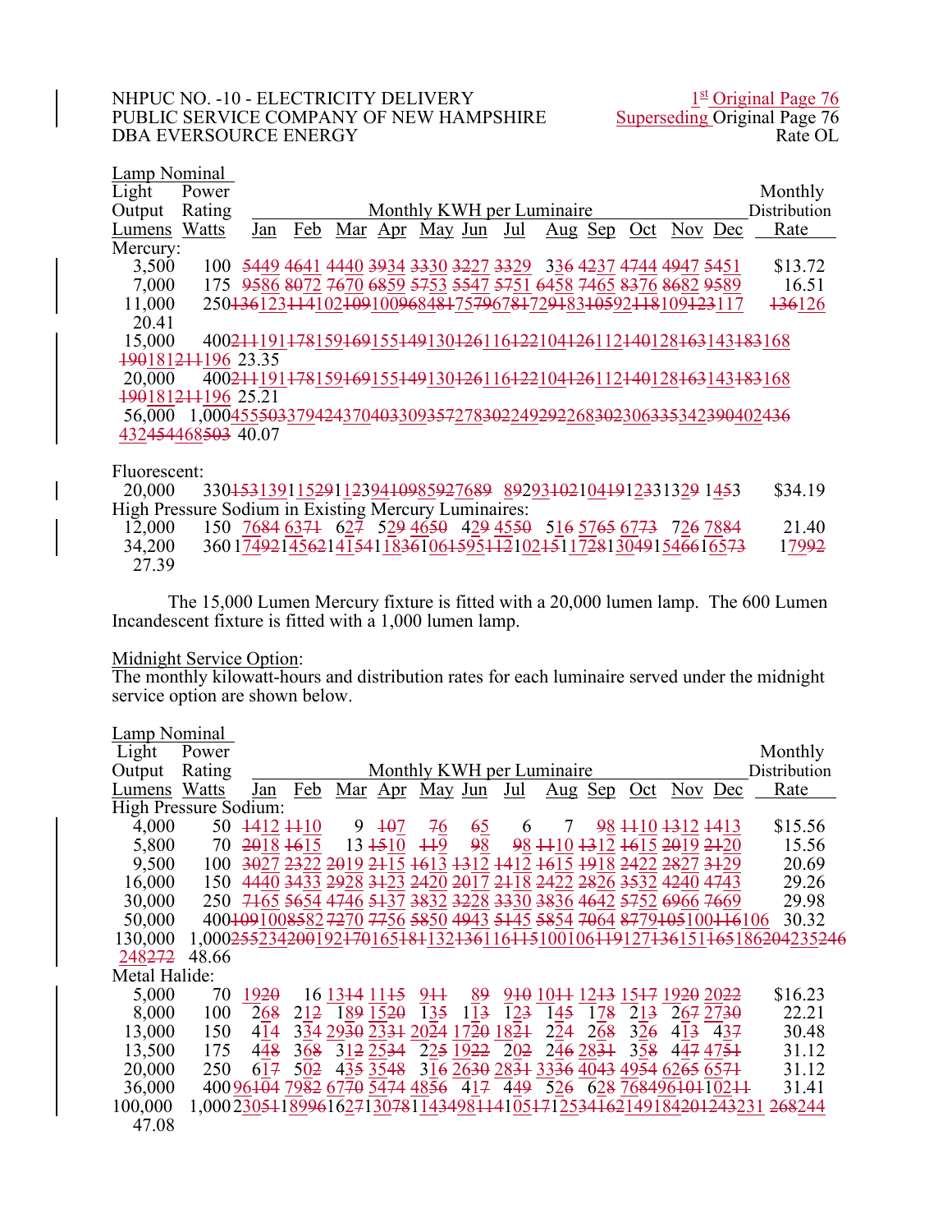Lamp Nominal

| Light Output Lumens | Power Rating Watts | Jan | Feb | Mar | Apr | May | Jun | Jul | Aug | Sep | Oct | Nov | Dec | Monthly Distribution Rate |
|---|---|---|---|---|---|---|---|---|---|---|---|---|---|---|
| | | Monthly KWH per Luminaire | | | | | | | | | | | | |
| **Mercury:** | | | | | | | | | | | | | | |
| 3,500 | 100 | ~~54~~49 | ~~46~~41 | ~~44~~40 | ~~39~~34 | ~~33~~30 | ~~32~~27 | ~~33~~29 | ~~33~~36 | ~~42~~37 | ~~47~~44 | ~~49~~47 | ~~54~~51 | $13.72 |
| 7,000 | 175 | ~~95~~86 | ~~80~~72 | ~~76~~70 | ~~68~~59 | ~~57~~53 | ~~55~~47 | ~~57~~51 | ~~64~~58 | ~~74~~65 | ~~83~~76 | ~~86~~82 | ~~95~~89 | 16.51 |
| 11,000 | 250 | ~~136~~123 | ~~114~~102 | ~~109~~100 | ~~96~~84 | ~~81~~75 | ~~79~~67 | ~~81~~72 | ~~91~~83 | ~~105~~92 | ~~118~~109 | ~~123~~117 | ~~136~~126 | 20.41 |
| 15,000 | 400 | ~~211~~191 | ~~178~~159 | ~~169~~155 | ~~149~~130 | ~~126~~116 | ~~122~~104 | ~~126~~112 | ~~140~~128 | ~~163~~143 | ~~183~~168 | ~~190~~181 | ~~211~~196 | 23.35 |
| 20,000 | 400 | ~~211~~191 | ~~178~~159 | ~~169~~155 | ~~149~~130 | ~~126~~116 | ~~122~~104 | ~~126~~112 | ~~140~~128 | ~~163~~143 | ~~183~~168 | ~~190~~181 | ~~211~~196 | 25.21 |
| 56,000 | 1,000 | 455~~503~~ | 379~~424~~ | 370~~403~~ | 309~~357~~ | 278~~302~~ | 249~~292~~ | 268~~302~~ | 306~~335~~ | 342~~390~~ | 402~~436~~ | 432~~454~~ | 468~~503~~ | 40.07 |
| **Fluorescent:** | | | | | | | | | | | | | | |
| 20,000 | 330 | ~~153~~139 | ~~129~~115 | ~~123~~112 | ~~109~~94 | ~~92~~85 | ~~89~~76 | ~~93~~89 | ~~104~~102 | ~~123~~119 | ~~123~~133 | ~~132~~129 | ~~145~~153 | $34.19 |
| **High Pressure Sodium in Existing Mercury Luminaires:** | | | | | | | | | | | | | | |
| 12,000 | 150 | 76~~84~~ | 63~~71~~ | 62~~67~~ | 52~~59~~ | 46~~50~~ | 42~~49~~ | 45~~50~~ | 51~~56~~ | 57~~65~~ | 67~~73~~ | 72~~76~~ | 78~~84~~ | 21.40 |
| 34,200 | 360 | 174~~192~~ | 145~~162~~ | 141~~154~~ | 118~~136~~ | 106~~115~~ | 95~~112~~ | 102~~115~~ | 117~~128~~ | 130~~149~~ | 154~~166~~ | 165~~173~~ | 179~~192~~ | 27.39 |

The 15,000 Lumen Mercury fixture is fitted with a 20,000 lumen lamp. The 600 Lumen Incandescent fixture is fitted with a 1,000 lumen lamp.

Midnight Service Option:

The monthly kilowatt-hours and distribution rates for each luminaire served under the midnight service option are shown below.

Lamp Nominal

| Light Output Lumens | Power Rating Watts | Jan | Feb | Mar | Apr | May | Jun | Jul | Aug | Sep | Oct | Nov | Dec | Monthly Distribution Rate |
|---|---|---|---|---|---|---|---|---|---|---|---|---|---|---|
| | | Monthly KWH per Luminaire | | | | | | | | | | | | |
| **High Pressure Sodium:** | | | | | | | | | | | | | | |
| 4,000 | 50 | ~~14~~12 | ~~11~~10 | 9 | ~~10~~7 | ~~7~~6 | ~~6~~5 | 6 | 7 | ~~9~~8 | ~~11~~10 | ~~13~~12 | ~~14~~13 | $15.56 |
| 5,800 | 70 | ~~20~~18 | ~~16~~15 | 13 | ~~15~~10 | ~~11~~9 | ~~9~~8 | ~~9~~8 | ~~11~~10 | ~~13~~12 | ~~16~~15 | ~~20~~19 | ~~21~~20 | 15.56 |
| 9,500 | 100 | ~~30~~27 | ~~23~~22 | ~~20~~19 | ~~21~~15 | ~~16~~13 | ~~13~~12 | ~~14~~12 | ~~16~~15 | ~~19~~18 | ~~24~~22 | ~~28~~27 | ~~31~~29 | 20.69 |
| 16,000 | 150 | ~~44~~40 | ~~34~~33 | ~~29~~28 | ~~31~~23 | ~~24~~20 | ~~20~~17 | ~~21~~18 | ~~24~~22 | ~~28~~26 | ~~35~~32 | ~~42~~40 | ~~47~~43 | 29.26 |
| 30,000 | 250 | ~~71~~65 | ~~56~~54 | ~~47~~46 | ~~51~~37 | ~~38~~32 | ~~32~~28 | ~~33~~30 | ~~38~~36 | ~~46~~42 | ~~57~~52 | ~~69~~66 | ~~76~~69 | 29.98 |
| 50,000 | 400 | ~~109~~100 | ~~85~~82 | ~~72~~70 | ~~77~~56 | ~~58~~50 | ~~49~~43 | ~~51~~45 | ~~58~~54 | ~~70~~64 | ~~87~~79 | ~~105~~100 | ~~116~~106 | 30.32 |
| 130,000 | 1,000 | ~~255~~234 | ~~200~~192 | ~~170~~165 | ~~181~~132 | ~~136~~116 | ~~115~~100 | 106~~119~~ | 127~~136~~ | 151~~165~~ | 186~~204~~ | 235~~246~~ | 248~~272~~ | 48.66 |
| **Metal Halide:** | | | | | | | | | | | | | | |
| 5,000 | 70 | 19~~20~~ | 16 | 13~~14~~ | 11~~15~~ | 9~~11~~ | 8~~9~~ | 9~~10~~ | 10~~11~~ | 12~~13~~ | 15~~17~~ | 19~~20~~ | 20~~22~~ | $16.23 |
| 8,000 | 100 | 26~~28~~ | 21~~22~~ | 18~~19~~ | 15~~20~~ | 13~~15~~ | 11~~13~~ | 12~~13~~ | 14~~15~~ | 17~~18~~ | 21~~23~~ | 26~~27~~ | 27~~30~~ | 22.21 |
| 13,000 | 150 | 41~~44~~ | 33~~34~~ | 29~~30~~ | 23~~31~~ | 20~~24~~ | 17~~20~~ | 18~~21~~ | 22~~24~~ | 26~~28~~ | 32~~36~~ | 41~~43~~ | 43~~47~~ | 30.48 |
| 13,500 | 175 | 44~~48~~ | 36~~38~~ | 31~~32~~ | 25~~34~~ | 22~~25~~ | 19~~22~~ | 20~~22~~ | 24~~26~~ | 28~~31~~ | 35~~38~~ | 44~~47~~ | 47~~51~~ | 31.12 |
| 20,000 | 250 | 61~~67~~ | 50~~52~~ | 43~~45~~ | 35~~48~~ | 31~~36~~ | 26~~30~~ | 28~~31~~ | 33~~36~~ | 40~~43~~ | 49~~54~~ | 62~~65~~ | 65~~71~~ | 31.12 |
| 36,000 | 400 | 96~~104~~ | 79~~82~~ | 67~~70~~ | 54~~74~~ | 48~~56~~ | 41~~47~~ | 44~~49~~ | 52~~56~~ | 62~~68~~ | 76~~84~~ | 96~~101~~ | 102~~111~~ | 31.41 |
| 100,000 | 1,000 | 230~~251~~ | 189~~196~~ | 162~~171~~ | 130~~178~~ | 143~~149~~ | 98~~114~~ | 105~~117~~ | 125~~134~~ | ~~162~~149 | ~~201~~184 | ~~243~~231 | ~~268~~244 | 47.08 |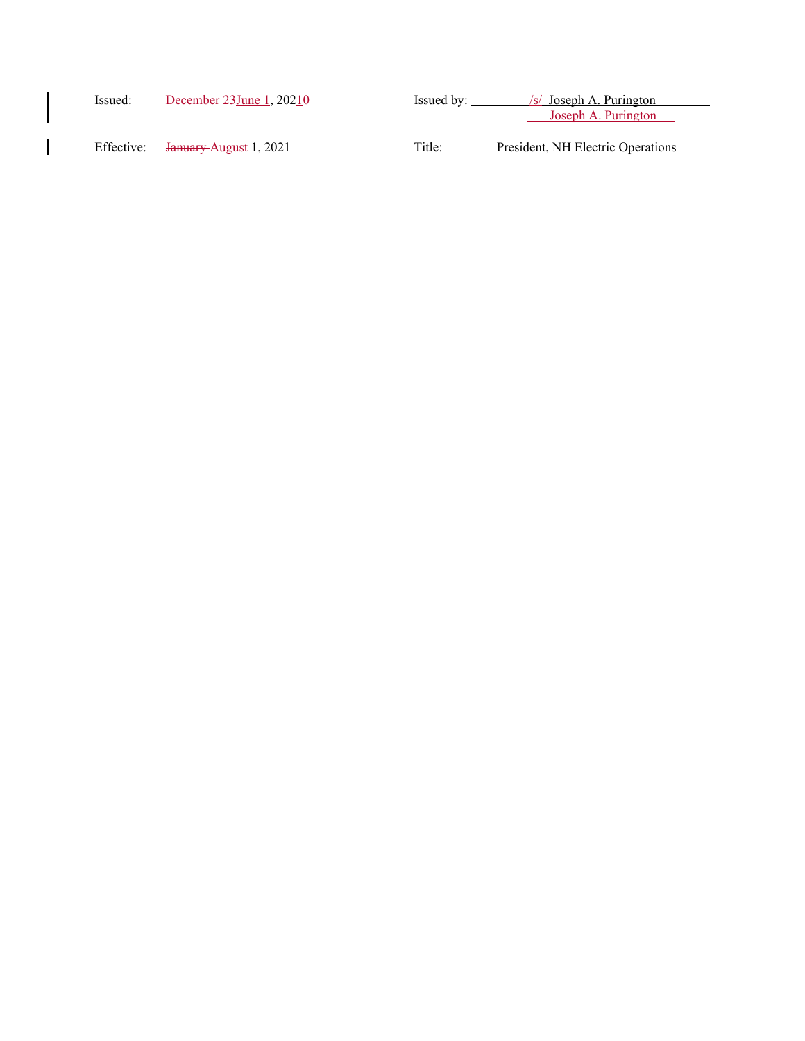Issued: ~~December 23~~June 1, 202~~0~~1

Issued by: /s/ Joseph A. Purington
Joseph A. Purington

Effective: ~~January~~ August 1, 2021

Title: President, NH Electric Operations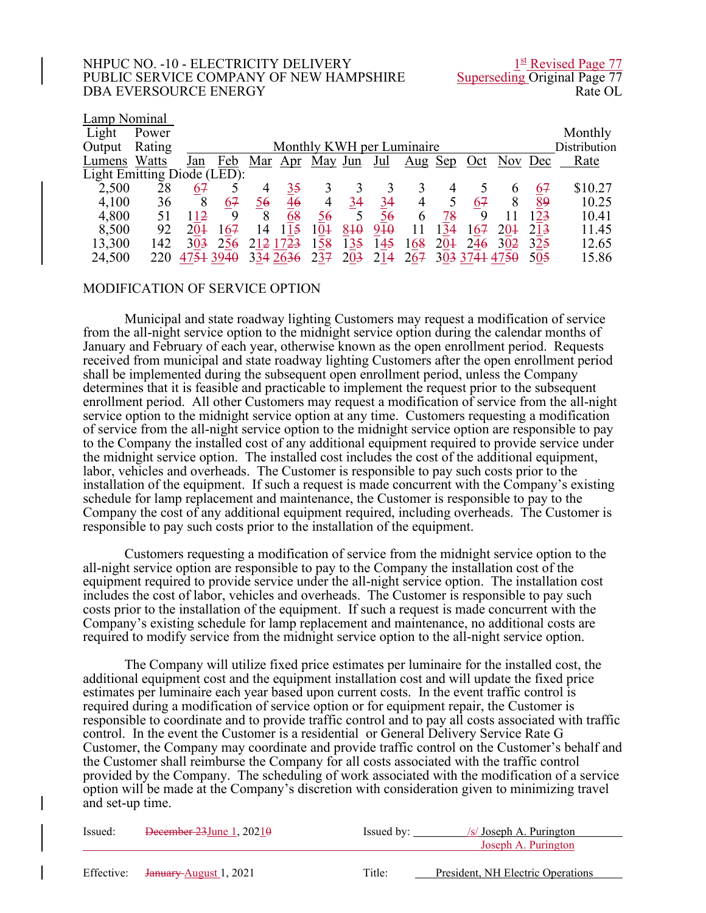| Lamp Nominal Light Output Lumens | Power Rating Watts | Jan | Feb | Mar | Apr | May | Jun | Jul | Aug | Sep | Oct | Nov | Dec | Monthly Distribution Rate |
|---|---|---|---|---|---|---|---|---|---|---|---|---|---|---|
| | | Monthly KWH per Luminaire | | | | | | | | | | | | |
| Light Emitting Diode (LED): | | | | | | | | | | | | | | |
| 2,500 | 28 | 6~~7~~ | 5 | 4 | 3~~5~~ | 3 | 3 | 3 | 3 | 4 | 5 | 6 | 6~~7~~ | $10.27 |
| 4,100 | 36 | 8 | 6~~7~~ | 5~~6~~ | 4~~6~~ | 4 | 3~~4~~ | 3~~4~~ | 4 | 5 | 6~~7~~ | 8 | 8~~9~~ | 10.25 |
| 4,800 | 51 | 11~~2~~ | 9 | 8 | 6~~8~~ | 5~~6~~ | 5 | 5~~6~~ | 6 | 7~~8~~ | 9 | 11 | 12~~3~~ | 10.41 |
| 8,500 | 92 | 20~~1~~ | 16~~7~~ | 14 | 11~~5~~ | 10~~1~~ | 8~~10~~ | 9~~10~~ | 11 | 13~~4~~ | 16~~7~~ | 20~~1~~ | 21~~3~~ | 11.45 |
| 13,300 | 142 | 30~~3~~ | 25~~6~~ | 21~~2~~ | 17~~23~~ | 15~~8~~ | 13~~5~~ | 14~~5~~ | 16~~8~~ | 20~~1~~ | 24~~6~~ | 30~~2~~ | 32~~5~~ | 12.65 |
| 24,500 | 220 | 47~~51~~ | 39~~40~~ | 33~~4~~ | 26~~36~~ | 23~~7~~ | 20~~3~~ | 21~~4~~ | 26~~7~~ | 30~~3~~ | 37~~41~~ | 47~~50~~ | 50~~5~~ | 15.86 |

## MODIFICATION OF SERVICE OPTION

Municipal and state roadway lighting Customers may request a modification of service from the all-night service option to the midnight service option during the calendar months of January and February of each year, otherwise known as the open enrollment period. Requests received from municipal and state roadway lighting Customers after the open enrollment period shall be implemented during the subsequent open enrollment period, unless the Company determines that it is feasible and practicable to implement the request prior to the subsequent enrollment period. All other Customers may request a modification of service from the all-night service option to the midnight service option at any time. Customers requesting a modification of service from the all-night service option to the midnight service option are responsible to pay to the Company the installed cost of any additional equipment required to provide service under the midnight service option. The installed cost includes the cost of the additional equipment, labor, vehicles and overheads. The Customer is responsible to pay such costs prior to the installation of the equipment. If such a request is made concurrent with the Company's existing schedule for lamp replacement and maintenance, the Customer is responsible to pay to the Company the cost of any additional equipment required, including overheads. The Customer is responsible to pay such costs prior to the installation of the equipment.

Customers requesting a modification of service from the midnight service option to the all-night service option are responsible to pay to the Company the installation cost of the equipment required to provide service under the all-night service option. The installation cost includes the cost of labor, vehicles and overheads. The Customer is responsible to pay such costs prior to the installation of the equipment. If such a request is made concurrent with the Company's existing schedule for lamp replacement and maintenance, no additional costs are required to modify service from the midnight service option to the all-night service option.

The Company will utilize fixed price estimates per luminaire for the installed cost, the additional equipment cost and the equipment installation cost and will update the fixed price estimates per luminaire each year based upon current costs. In the event traffic control is required during a modification of service option or for equipment repair, the Customer is responsible to coordinate and to provide traffic control and to pay all costs associated with traffic control. In the event the Customer is a residential or General Delivery Service Rate G Customer, the Company may coordinate and provide traffic control on the Customer's behalf and the Customer shall reimburse the Company for all costs associated with the traffic control provided by the Company. The scheduling of work associated with the modification of a service option will be made at the Company's discretion with consideration given to minimizing travel and set-up time.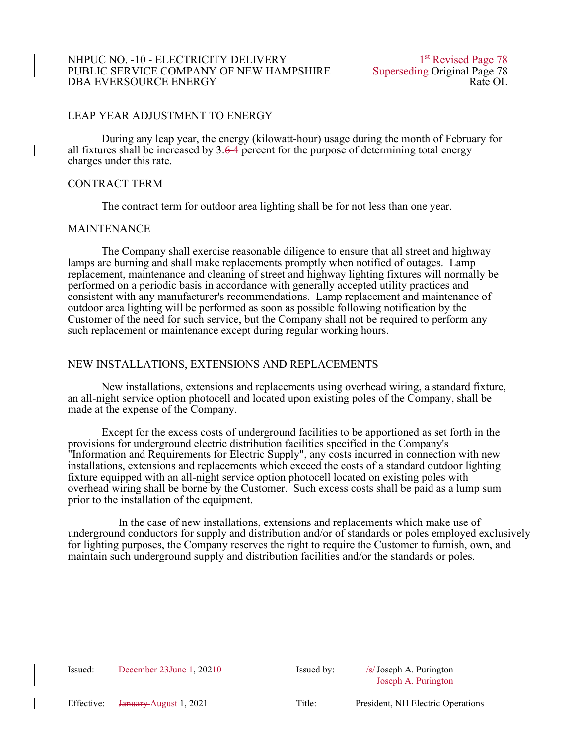## LEAP YEAR ADJUSTMENT TO ENERGY

During any leap year, the energy (kilowatt-hour) usage during the month of February for all fixtures shall be increased by 3.~~6~~4 percent for the purpose of determining total energy charges under this rate.

## CONTRACT TERM

The contract term for outdoor area lighting shall be for not less than one year.

## MAINTENANCE

The Company shall exercise reasonable diligence to ensure that all street and highway lamps are burning and shall make replacements promptly when notified of outages. Lamp replacement, maintenance and cleaning of street and highway lighting fixtures will normally be performed on a periodic basis in accordance with generally accepted utility practices and consistent with any manufacturer's recommendations. Lamp replacement and maintenance of outdoor area lighting will be performed as soon as possible following notification by the Customer of the need for such service, but the Company shall not be required to perform any such replacement or maintenance except during regular working hours.

## NEW INSTALLATIONS, EXTENSIONS AND REPLACEMENTS

New installations, extensions and replacements using overhead wiring, a standard fixture, an all-night service option photocell and located upon existing poles of the Company, shall be made at the expense of the Company.

Except for the excess costs of underground facilities to be apportioned as set forth in the provisions for underground electric distribution facilities specified in the Company's "Information and Requirements for Electric Supply", any costs incurred in connection with new installations, extensions and replacements which exceed the costs of a standard outdoor lighting fixture equipped with an all-night service option photocell located on existing poles with overhead wiring shall be borne by the Customer. Such excess costs shall be paid as a lump sum prior to the installation of the equipment.

In the case of new installations, extensions and replacements which make use of underground conductors for supply and distribution and/or of standards or poles employed exclusively for lighting purposes, the Company reserves the right to require the Customer to furnish, own, and maintain such underground supply and distribution facilities and/or the standards or poles.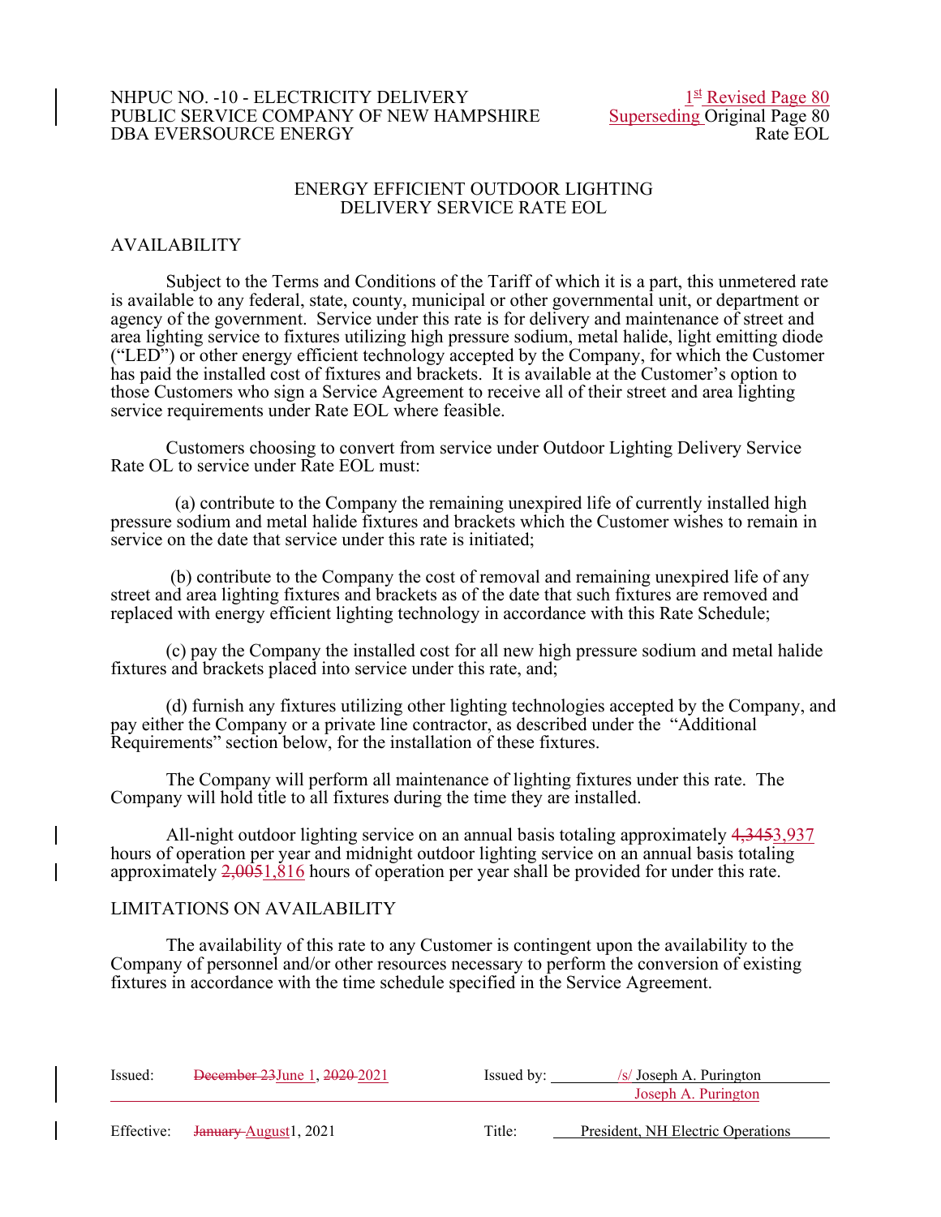NHPUC NO. -10 - ELECTRICITY DELIVERY
PUBLIC SERVICE COMPANY OF NEW HAMPSHIRE
DBA EVERSOURCE ENERGY

1st Revised Page 80
Superseding Original Page 80
Rate EOL

## ENERGY EFFICIENT OUTDOOR LIGHTING DELIVERY SERVICE RATE EOL

### AVAILABILITY

Subject to the Terms and Conditions of the Tariff of which it is a part, this unmetered rate is available to any federal, state, county, municipal or other governmental unit, or department or agency of the government. Service under this rate is for delivery and maintenance of street and area lighting service to fixtures utilizing high pressure sodium, metal halide, light emitting diode ("LED") or other energy efficient technology accepted by the Company, for which the Customer has paid the installed cost of fixtures and brackets. It is available at the Customer's option to those Customers who sign a Service Agreement to receive all of their street and area lighting service requirements under Rate EOL where feasible.

Customers choosing to convert from service under Outdoor Lighting Delivery Service Rate OL to service under Rate EOL must:

(a) contribute to the Company the remaining unexpired life of currently installed high pressure sodium and metal halide fixtures and brackets which the Customer wishes to remain in service on the date that service under this rate is initiated;

(b) contribute to the Company the cost of removal and remaining unexpired life of any street and area lighting fixtures and brackets as of the date that such fixtures are removed and replaced with energy efficient lighting technology in accordance with this Rate Schedule;

(c) pay the Company the installed cost for all new high pressure sodium and metal halide fixtures and brackets placed into service under this rate, and;

(d) furnish any fixtures utilizing other lighting technologies accepted by the Company, and pay either the Company or a private line contractor, as described under the "Additional Requirements" section below, for the installation of these fixtures.

The Company will perform all maintenance of lighting fixtures under this rate. The Company will hold title to all fixtures during the time they are installed.

All-night outdoor lighting service on an annual basis totaling approximately ~~4,345~~3,937 hours of operation per year and midnight outdoor lighting service on an annual basis totaling approximately ~~2,005~~1,816 hours of operation per year shall be provided for under this rate.

### LIMITATIONS ON AVAILABILITY

The availability of this rate to any Customer is contingent upon the availability to the Company of personnel and/or other resources necessary to perform the conversion of existing fixtures in accordance with the time schedule specified in the Service Agreement.

Issued: ~~December 23~~June 1, ~~2020~~ 2021 Issued by: /s/ Joseph A. Purington
Joseph A. Purington

Effective: ~~January~~ August 1, 2021 Title: President, NH Electric Operations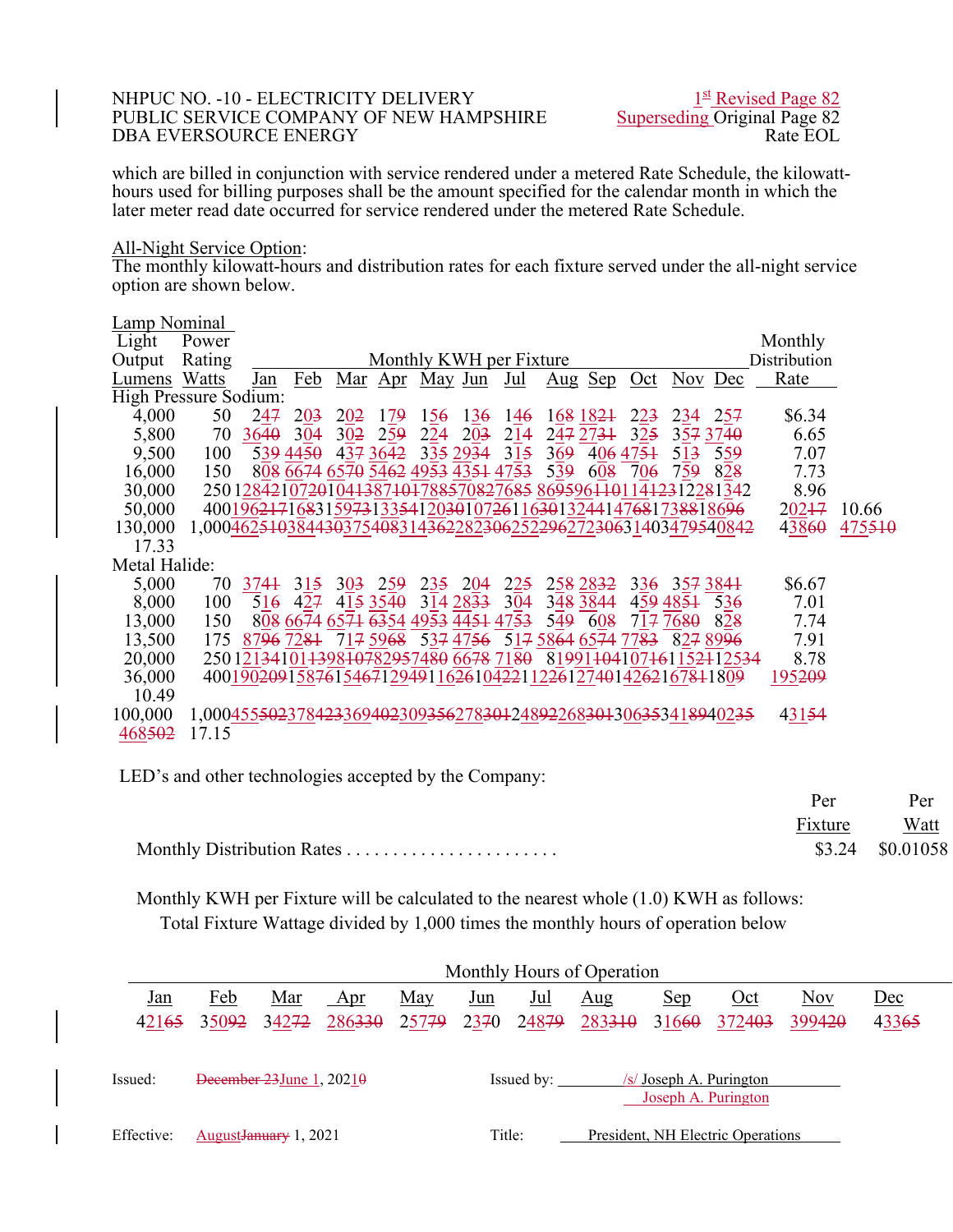which are billed in conjunction with service rendered under a metered Rate Schedule, the kilowatt-hours used for billing purposes shall be the amount specified for the calendar month in which the later meter read date occurred for service rendered under the metered Rate Schedule.

All-Night Service Option:
The monthly kilowatt-hours and distribution rates for each fixture served under the all-night service option are shown below.

| Lamp Nominal Light Output Lumens | Power Rating Watts | Jan | Feb | Mar | Apr | May | Jun | Jul | Aug | Sep | Oct | Nov | Dec | Monthly Distribution Rate |
|---|---|---|---|---|---|---|---|---|---|---|---|---|---|---|
| **High Pressure Sodium:** | | | | | | | | | | | | | | |
| 4,000 | 50 | 24 ~~27~~ | 20 ~~23~~ | 20 ~~22~~ | 17 ~~19~~ | 15 ~~16~~ | 13 ~~16~~ | 14 ~~16~~ | 16 ~~18~~ | 18 ~~21~~ | 22 ~~23~~ | 23 ~~24~~ | 25 ~~27~~ | $6.34 |
| 5,800 | 70 | 36 ~~40~~ | 30 ~~34~~ | 30 ~~32~~ | 25 ~~29~~ | 22 ~~24~~ | 20 ~~23~~ | 21 ~~24~~ | 24 ~~27~~ | 27 ~~31~~ | 32 ~~35~~ | 35 ~~37~~ | 37 ~~40~~ | 6.65 |
| 9,500 | 100 | 53 ~~59~~ | 44 ~~50~~ | 43 ~~47~~ | 36 ~~42~~ | 33 ~~35~~ | 29 ~~34~~ | 31 ~~35~~ | 36 ~~39~~ | 40 ~~46~~ | 47 ~~51~~ | 51 ~~53~~ | 55 ~~59~~ | 7.07 |
| 16,000 | 150 | 80 ~~88~~ | 66 ~~74~~ | 65 ~~70~~ | 54 ~~62~~ | 49 ~~53~~ | 43 ~~51~~ | 47 ~~53~~ | 53 ~~59~~ | 60 ~~68~~ | 70 ~~76~~ | 75 ~~79~~ | 82 ~~88~~ | 7.73 |
| 30,000 | 250 | 128 ~~142~~ | 107 ~~120~~ | 104 ~~113~~ | 87 ~~101~~ | 78 ~~85~~ | 70 ~~82~~ | 76 ~~85~~ | 86 ~~95~~ | 96 ~~110~~ | 114 ~~123~~ | 122 ~~128~~ | 132 ~~142~~ | 8.96 |
| 50,000 | 400 | 196 ~~217~~ | 163 ~~181~~ | 159 ~~173~~ | 133 ~~154~~ | 120 ~~130~~ | 107 ~~126~~ | 116 ~~130~~ | 132 ~~144~~ | 147 ~~168~~ | 173 ~~188~~ | 186 ~~196~~ | 202 ~~217~~ | 10.66 |
| 130,000 | 1,000 | 462 ~~510~~ | 384 ~~430~~ | 375 ~~408~~ | 314 ~~362~~ | 282 ~~306~~ | 252 ~~296~~ | 272 ~~306~~ | 310 ~~340~~ | 347 ~~395~~ | 408 ~~442~~ | 438 ~~460~~ | 475 ~~510~~ | 17.33 |
| **Metal Halide:** | | | | | | | | | | | | | | |
| 5,000 | 70 | 37 ~~41~~ | 31 ~~35~~ | 30 ~~33~~ | 25 ~~29~~ | 23 ~~25~~ | 20 ~~24~~ | 22 ~~25~~ | 25 ~~28~~ | 28 ~~32~~ | 33 ~~36~~ | 35 ~~37~~ | 38 ~~41~~ | $6.67 |
| 8,000 | 100 | 51 ~~56~~ | 42 ~~47~~ | 41 ~~45~~ | 35 ~~40~~ | 31 ~~34~~ | 28 ~~33~~ | 30 ~~34~~ | 34 ~~38~~ | 38 ~~44~~ | 45 ~~49~~ | 48 ~~51~~ | 53 ~~56~~ | 7.01 |
| 13,000 | 150 | 80 ~~88~~ | 66 ~~74~~ | 65 ~~71~~ | 54 ~~63~~ | 49 ~~53~~ | 44 ~~51~~ | 47 ~~53~~ | 54 ~~59~~ | 60 ~~68~~ | 71 ~~77~~ | 76 ~~80~~ | 82 ~~88~~ | 7.74 |
| 13,500 | 175 | 87 ~~96~~ | 72 ~~81~~ | 71 ~~77~~ | 59 ~~68~~ | 53 ~~57~~ | 47 ~~56~~ | 51 ~~57~~ | 58 ~~64~~ | 65 ~~74~~ | 77 ~~83~~ | 82 ~~87~~ | 89 ~~96~~ | 7.91 |
| 20,000 | 250 | 121 ~~134~~ | 101 ~~113~~ | 98 ~~107~~ | 82 ~~95~~ | 74 ~~80~~ | 66 ~~78~~ | 71 ~~80~~ | 81 ~~89~~ | 91 ~~104~~ | 107 ~~116~~ | 115 ~~121~~ | 125 ~~134~~ | 8.78 |
| 36,000 | 400 | 190 ~~209~~ | 158 ~~176~~ | 154 ~~167~~ | 129 ~~149~~ | 116 ~~126~~ | 104 ~~122~~ | 112 ~~126~~ | 127 ~~140~~ | 142 ~~162~~ | 167 ~~181~~ | 180 ~~189~~ | 195 ~~209~~ | 10.49 |
| 100,000 | 1,000 | 455 ~~502~~ | 378 ~~423~~ | 369 ~~402~~ | 309 ~~356~~ | 278 ~~301~~ | 248 ~~292~~ | 268 ~~301~~ | 306 ~~335~~ | 341 ~~389~~ | 402 ~~435~~ | 431 ~~454~~ | 468 ~~502~~ | 17.15 |

LED's and other technologies accepted by the Company:

| | Per Fixture | Per Watt |
|---|---|---|
| Monthly Distribution Rates . . . . . . . . . . . . . . . . . . . . . . . | $3.24 | $0.01058 |

Monthly KWH per Fixture will be calculated to the nearest whole (1.0) KWH as follows:
Total Fixture Wattage divided by 1,000 times the monthly hours of operation below

| Monthly Hours of Operation | | | | | | | | | | | |
|---|---|---|---|---|---|---|---|---|---|---|---|
| Jan | Feb | Mar | Apr | May | Jun | Jul | Aug | Sep | Oct | Nov | Dec |
| 421 ~~465~~ | 350 ~~392~~ | 342 ~~372~~ | 286 ~~330~~ | 257 ~~279~~ | 230 ~~270~~ | 248 ~~279~~ | 283 ~~310~~ | 316 ~~360~~ | 372 ~~403~~ | 399 ~~420~~ | 433 ~~465~~ |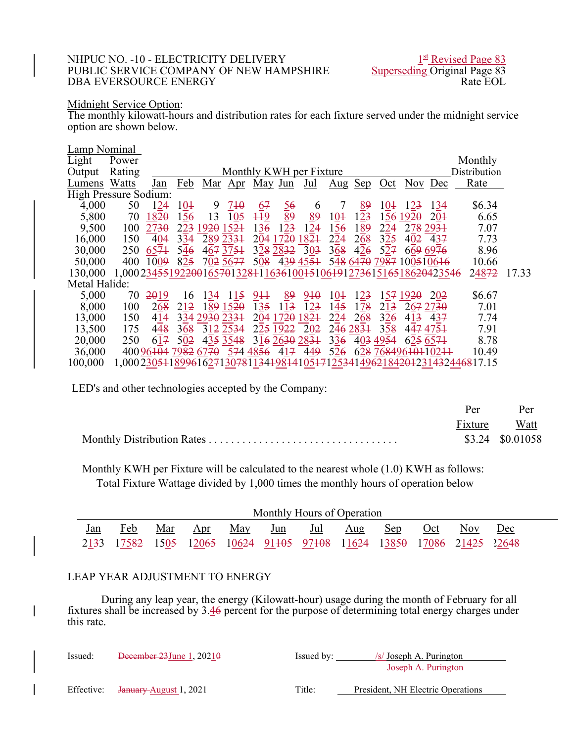Midnight Service Option:
The monthly kilowatt-hours and distribution rates for each fixture served under the midnight service option are shown below.

| Lamp Nominal Light Output Lumens | Power Rating Watts | Monthly KWH per Fixture | | | | | | | | | | | | Monthly Distribution Rate |
|---|---|---|---|---|---|---|---|---|---|---|---|---|---|---|
| | | Jan | Feb | Mar | Apr | May | Jun | Jul | Aug | Sep | Oct | Nov | Dec | |
| **High Pressure Sodium:** | | | | | | | | | | | | | | |
| 4,000 | 50 | 124 | 101 | 9 | 710 | 67 | 56 | 6 | 7 | 89 | 101 | 123 | 134 | $6.34 |
| 5,800 | 70 | 1820 | 156 | 13 | 105 | 119 | 89 | 89 | 101 | 123 | 156 | 1920 | 201 | 6.65 |
| 9,500 | 100 | 2730 | 223 | 1920 | 1521 | 136 | 123 | 124 | 156 | 189 | 224 | 278 | 2931 | 7.07 |
| 16,000 | 150 | 404 | 334 | 289 | 2331 | 204 | 1720 | 1821 | 224 | 268 | 325 | 402 | 437 | 7.73 |
| 30,000 | 250 | 6571 | 546 | 467 | 3751 | 328 | 2832 | 303 | 368 | 426 | 527 | 669 | 6976 | 8.96 |
| 50,000 | 400 | 1009 | 825 | 702 | 5677 | 508 | 439 | 4551 | 548 | 6470 | 7987 | 10051 | 10616 | 10.66 |
| 130,000 | 1,000 | 23455 | 192200 | 16570 | 13281 | 11636 | 10015 | 10619 | 12736 | 15165 | 186204 | 23546 | 24872 | 17.33 |
| **Metal Halide:** | | | | | | | | | | | | | | |
| 5,000 | 70 | 2019 | 16 | 134 | 115 | 911 | 89 | 910 | 101 | 123 | 157 | 1920 | 202 | $6.67 |
| 8,000 | 100 | 268 | 212 | 189 | 1520 | 135 | 113 | 123 | 145 | 178 | 213 | 267 | 2730 | 7.01 |
| 13,000 | 150 | 414 | 334 | 2930 | 2331 | 204 | 1720 | 1821 | 224 | 268 | 326 | 413 | 437 | 7.74 |
| 13,500 | 175 | 448 | 368 | 312 | 2534 | 225 | 1922 | 202 | 246 | 2831 | 358 | 447 | 4751 | 7.91 |
| 20,000 | 250 | 617 | 502 | 435 | 3548 | 316 | 2630 | 2831 | 336 | 403 | 4954 | 625 | 6571 | 8.78 |
| 36,000 | 400 | 96104 | 7982 | 6770 | 574 | 4856 | 417 | 449 | 526 | 628 | 7684 | 96101 | 10211 | 10.49 |
| 100,000 | 1,000 | 23051 | 18996 | 16271 | 13078 | 11341 | 98141 | 10517 | 12534 | 14962 | 184201 | 23143 | 24468 | 17.15 |

LED's and other technologies accepted by the Company:

| | Per Fixture | Per Watt |
|---|---|---|
| Monthly Distribution Rates . . . . . . . . . . . . . . . . . . . . . . . . . . . . . . . . . | $3.24 | $0.01058 |

Monthly KWH per Fixture will be calculated to the nearest whole (1.0) KWH as follows:
Total Fixture Wattage divided by 1,000 times the monthly hours of operation below

| Monthly Hours of Operation | | | | | | | | | | | |
|---|---|---|---|---|---|---|---|---|---|---|---|
| Jan | Feb | Mar | Apr | May | Jun | Jul | Aug | Sep | Oct | Nov | Dec |
| 2133 | 17582 | 1505 | 12065 | 10624 | 91105 | 97108 | 11624 | 13850 | 17086 | 21425 | 22648 |

LEAP YEAR ADJUSTMENT TO ENERGY

During any leap year, the energy (Kilowatt-hour) usage during the month of February for all fixtures shall be increased by 3.46 percent for the purpose of determining total energy charges under this rate.